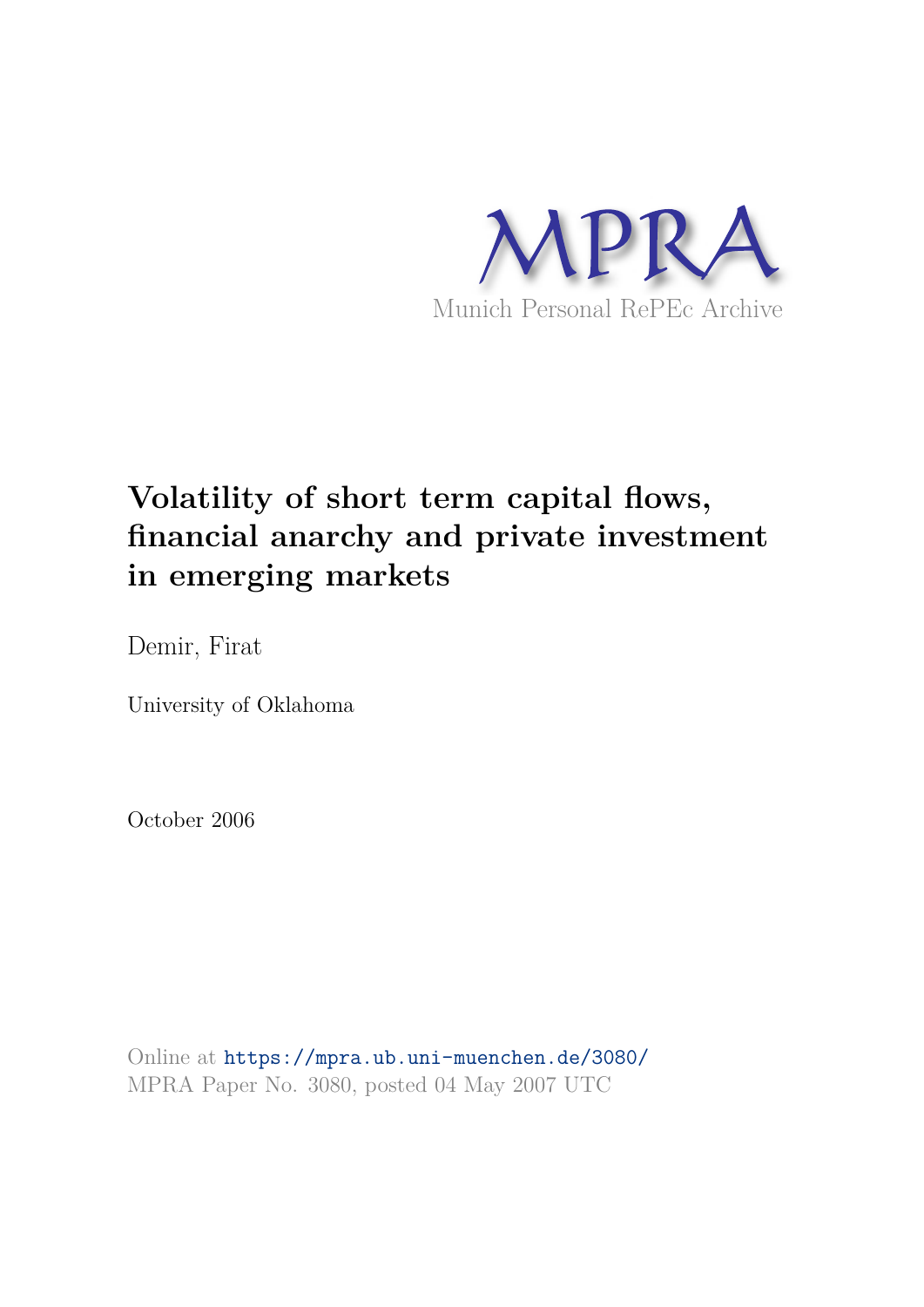# Volatility of short term capital flows, financial anarchy and private investment in emerging markets

Demir, Firat

University of Oklahoma

October 2006

Online at https://mpra.ub.uni-muenchen.de/3080/
MPRA Paper No. 3080, posted 04 May 2007 UTC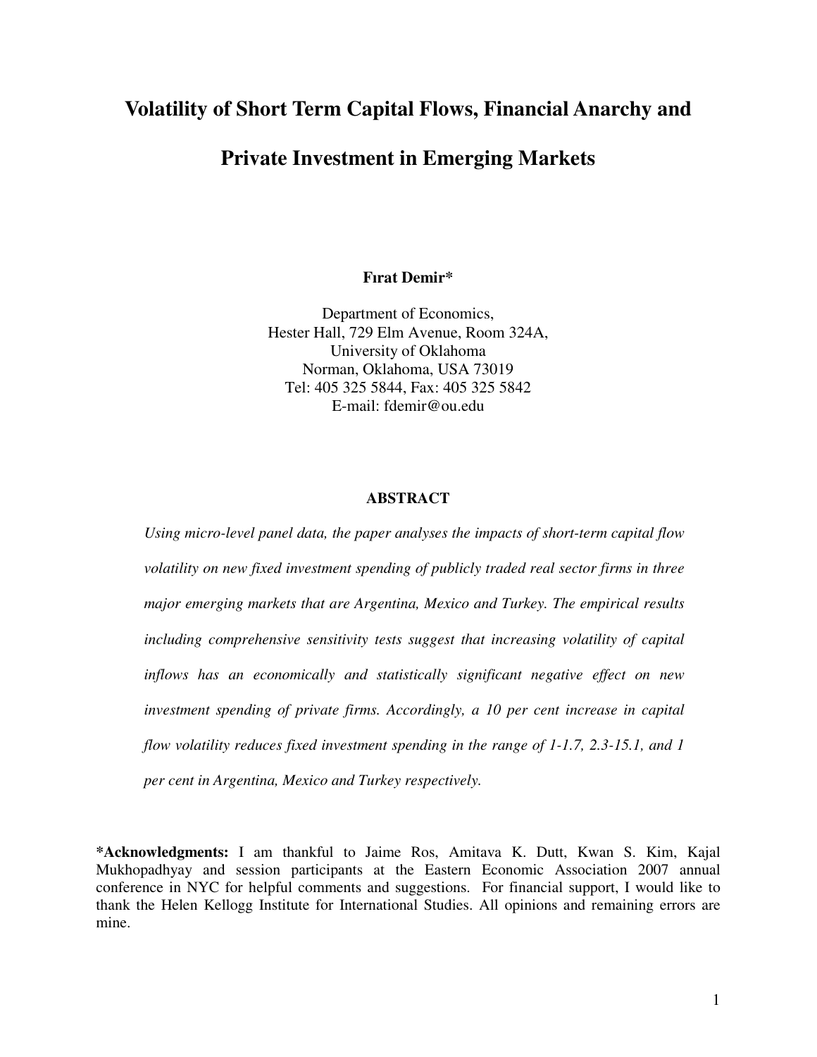# Volatility of Short Term Capital Flows, Financial Anarchy and Private Investment in Emerging Markets

**Fırat Demir***

Department of Economics,
Hester Hall, 729 Elm Avenue, Room 324A,
University of Oklahoma
Norman, Oklahoma, USA 73019
Tel: 405 325 5844, Fax: 405 325 5842
E-mail: fdemir@ou.edu

**ABSTRACT**

*Using micro-level panel data, the paper analyses the impacts of short-term capital flow volatility on new fixed investment spending of publicly traded real sector firms in three major emerging markets that are Argentina, Mexico and Turkey. The empirical results including comprehensive sensitivity tests suggest that increasing volatility of capital inflows has an economically and statistically significant negative effect on new investment spending of private firms. Accordingly, a 10 per cent increase in capital flow volatility reduces fixed investment spending in the range of 1-1.7, 2.3-15.1, and 1 per cent in Argentina, Mexico and Turkey respectively.*

***Acknowledgments:** I am thankful to Jaime Ros, Amitava K. Dutt, Kwan S. Kim, Kajal Mukhopadhyay and session participants at the Eastern Economic Association 2007 annual conference in NYC for helpful comments and suggestions. For financial support, I would like to thank the Helen Kellogg Institute for International Studies. All opinions and remaining errors are mine.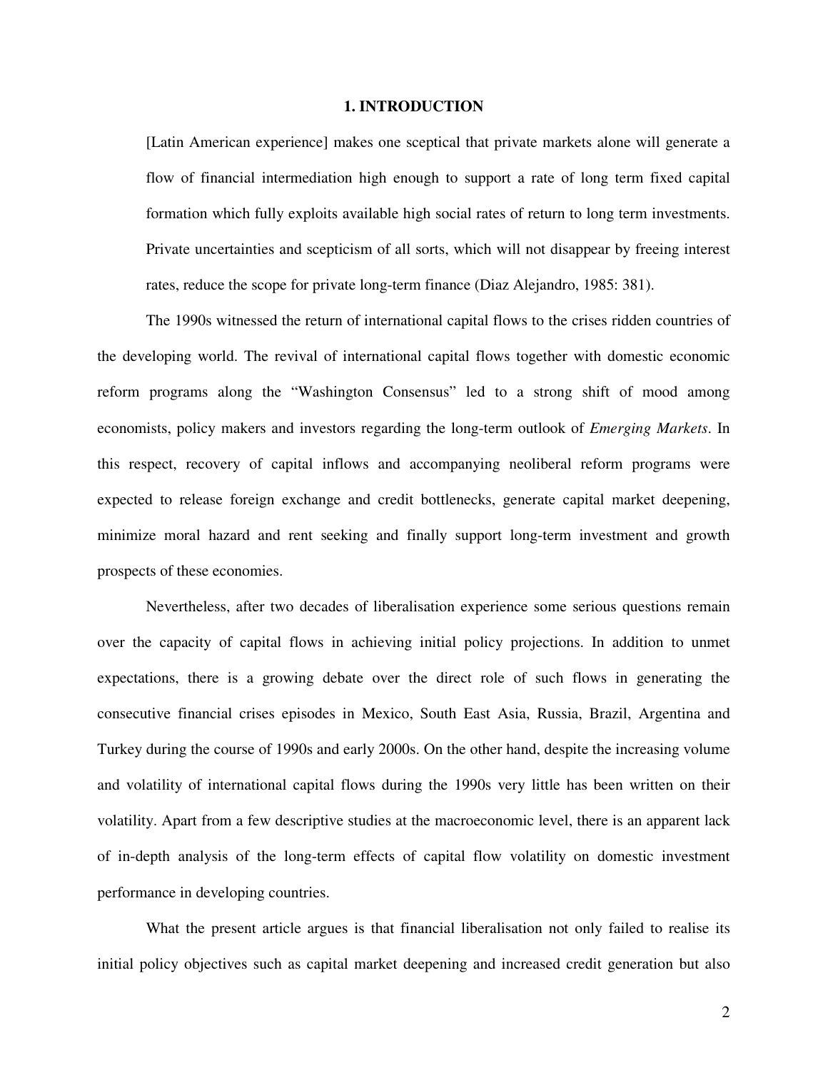## 1. INTRODUCTION

> [Latin American experience] makes one sceptical that private markets alone will generate a flow of financial intermediation high enough to support a rate of long term fixed capital formation which fully exploits available high social rates of return to long term investments. Private uncertainties and scepticism of all sorts, which will not disappear by freeing interest rates, reduce the scope for private long-term finance (Diaz Alejandro, 1985: 381).

The 1990s witnessed the return of international capital flows to the crises ridden countries of the developing world. The revival of international capital flows together with domestic economic reform programs along the "Washington Consensus" led to a strong shift of mood among economists, policy makers and investors regarding the long-term outlook of *Emerging Markets*. In this respect, recovery of capital inflows and accompanying neoliberal reform programs were expected to release foreign exchange and credit bottlenecks, generate capital market deepening, minimize moral hazard and rent seeking and finally support long-term investment and growth prospects of these economies.

Nevertheless, after two decades of liberalisation experience some serious questions remain over the capacity of capital flows in achieving initial policy projections. In addition to unmet expectations, there is a growing debate over the direct role of such flows in generating the consecutive financial crises episodes in Mexico, South East Asia, Russia, Brazil, Argentina and Turkey during the course of 1990s and early 2000s. On the other hand, despite the increasing volume and volatility of international capital flows during the 1990s very little has been written on their volatility. Apart from a few descriptive studies at the macroeconomic level, there is an apparent lack of in-depth analysis of the long-term effects of capital flow volatility on domestic investment performance in developing countries.

What the present article argues is that financial liberalisation not only failed to realise its initial policy objectives such as capital market deepening and increased credit generation but also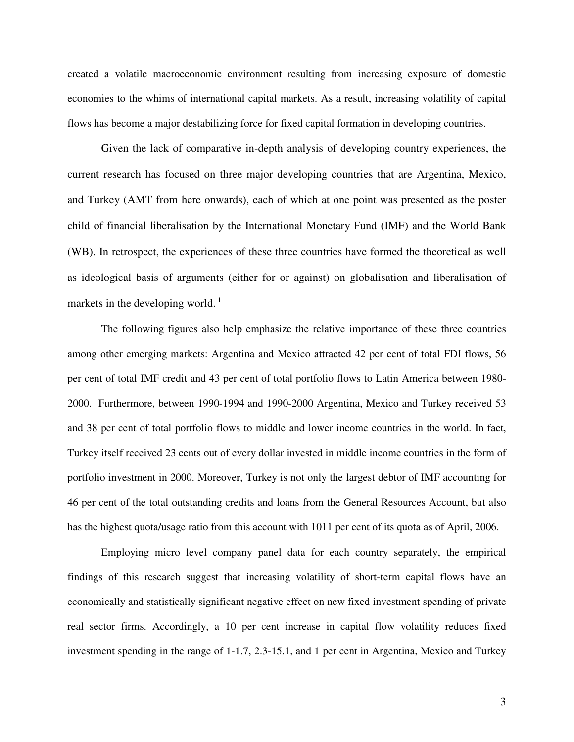created a volatile macroeconomic environment resulting from increasing exposure of domestic economies to the whims of international capital markets. As a result, increasing volatility of capital flows has become a major destabilizing force for fixed capital formation in developing countries.

Given the lack of comparative in-depth analysis of developing country experiences, the current research has focused on three major developing countries that are Argentina, Mexico, and Turkey (AMT from here onwards), each of which at one point was presented as the poster child of financial liberalisation by the International Monetary Fund (IMF) and the World Bank (WB). In retrospect, the experiences of these three countries have formed the theoretical as well as ideological basis of arguments (either for or against) on globalisation and liberalisation of markets in the developing world.[1]

The following figures also help emphasize the relative importance of these three countries among other emerging markets: Argentina and Mexico attracted 42 per cent of total FDI flows, 56 per cent of total IMF credit and 43 per cent of total portfolio flows to Latin America between 1980-2000. Furthermore, between 1990-1994 and 1990-2000 Argentina, Mexico and Turkey received 53 and 38 per cent of total portfolio flows to middle and lower income countries in the world. In fact, Turkey itself received 23 cents out of every dollar invested in middle income countries in the form of portfolio investment in 2000. Moreover, Turkey is not only the largest debtor of IMF accounting for 46 per cent of the total outstanding credits and loans from the General Resources Account, but also has the highest quota/usage ratio from this account with 1011 per cent of its quota as of April, 2006.

Employing micro level company panel data for each country separately, the empirical findings of this research suggest that increasing volatility of short-term capital flows have an economically and statistically significant negative effect on new fixed investment spending of private real sector firms. Accordingly, a 10 per cent increase in capital flow volatility reduces fixed investment spending in the range of 1-1.7, 2.3-15.1, and 1 per cent in Argentina, Mexico and Turkey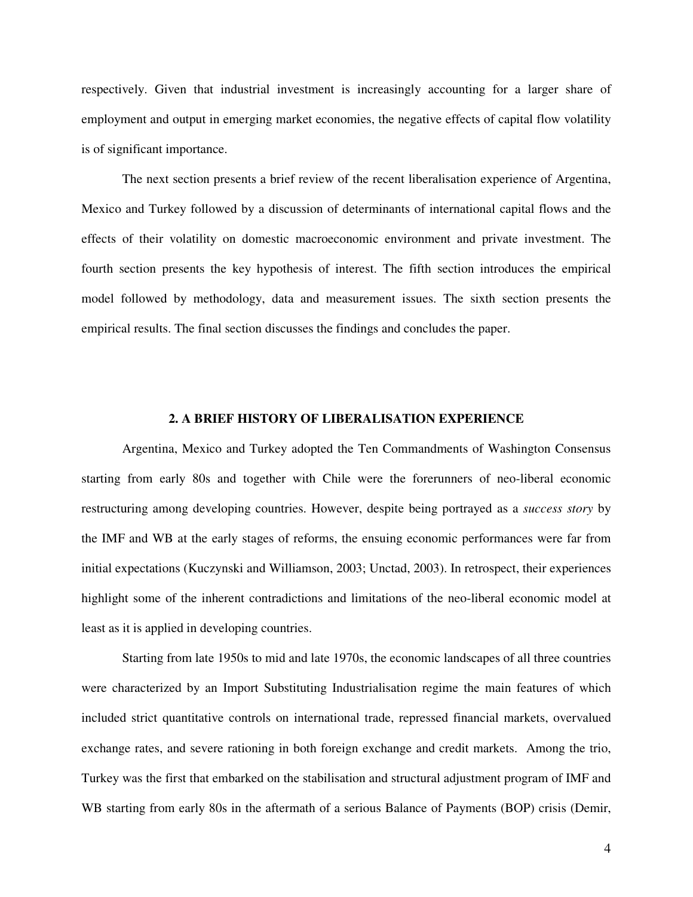respectively. Given that industrial investment is increasingly accounting for a larger share of employment and output in emerging market economies, the negative effects of capital flow volatility is of significant importance.

The next section presents a brief review of the recent liberalisation experience of Argentina, Mexico and Turkey followed by a discussion of determinants of international capital flows and the effects of their volatility on domestic macroeconomic environment and private investment. The fourth section presents the key hypothesis of interest. The fifth section introduces the empirical model followed by methodology, data and measurement issues. The sixth section presents the empirical results. The final section discusses the findings and concludes the paper.

## 2. A BRIEF HISTORY OF LIBERALISATION EXPERIENCE

Argentina, Mexico and Turkey adopted the Ten Commandments of Washington Consensus starting from early 80s and together with Chile were the forerunners of neo-liberal economic restructuring among developing countries. However, despite being portrayed as a *success story* by the IMF and WB at the early stages of reforms, the ensuing economic performances were far from initial expectations (Kuczynski and Williamson, 2003; Unctad, 2003). In retrospect, their experiences highlight some of the inherent contradictions and limitations of the neo-liberal economic model at least as it is applied in developing countries.

Starting from late 1950s to mid and late 1970s, the economic landscapes of all three countries were characterized by an Import Substituting Industrialisation regime the main features of which included strict quantitative controls on international trade, repressed financial markets, overvalued exchange rates, and severe rationing in both foreign exchange and credit markets. Among the trio, Turkey was the first that embarked on the stabilisation and structural adjustment program of IMF and WB starting from early 80s in the aftermath of a serious Balance of Payments (BOP) crisis (Demir,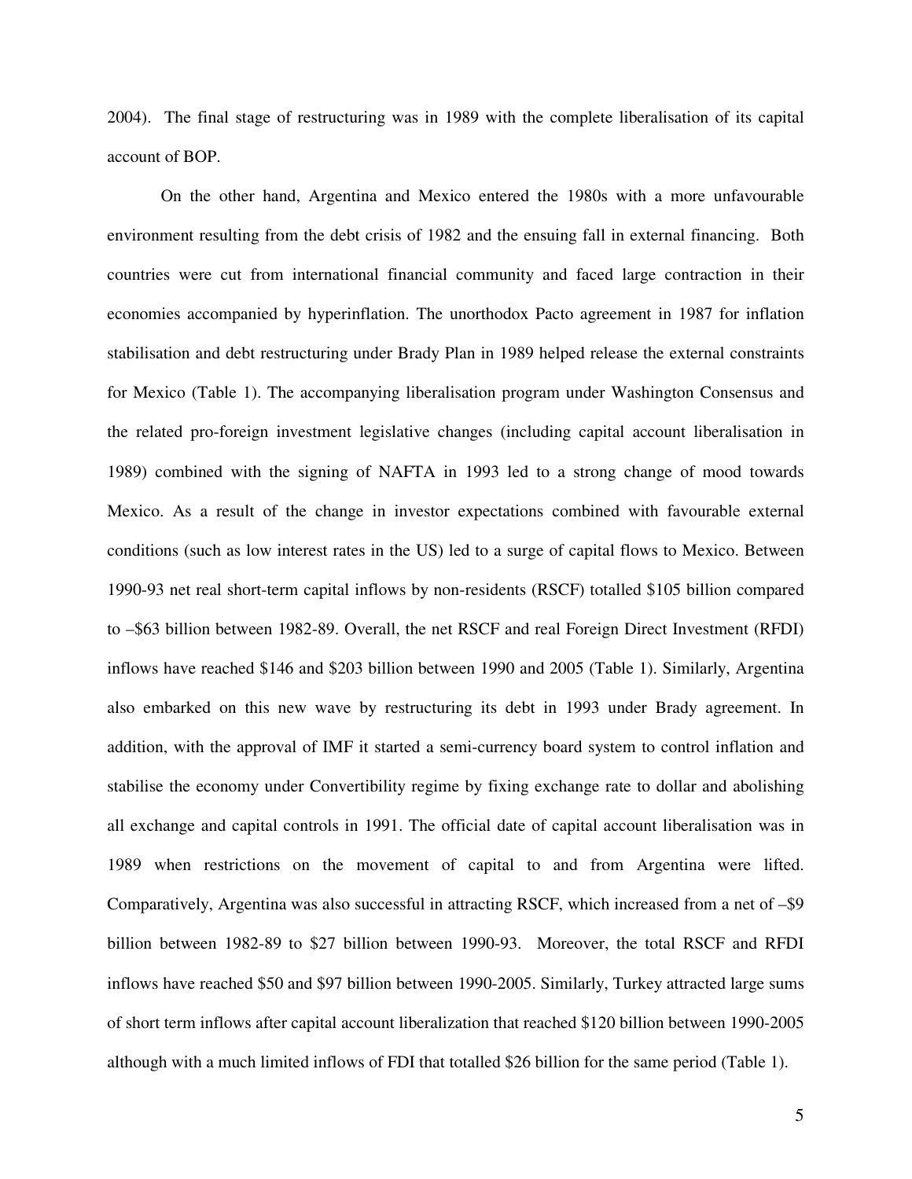2004). The final stage of restructuring was in 1989 with the complete liberalisation of its capital account of BOP.

On the other hand, Argentina and Mexico entered the 1980s with a more unfavourable environment resulting from the debt crisis of 1982 and the ensuing fall in external financing. Both countries were cut from international financial community and faced large contraction in their economies accompanied by hyperinflation. The unorthodox Pacto agreement in 1987 for inflation stabilisation and debt restructuring under Brady Plan in 1989 helped release the external constraints for Mexico (Table 1). The accompanying liberalisation program under Washington Consensus and the related pro-foreign investment legislative changes (including capital account liberalisation in 1989) combined with the signing of NAFTA in 1993 led to a strong change of mood towards Mexico. As a result of the change in investor expectations combined with favourable external conditions (such as low interest rates in the US) led to a surge of capital flows to Mexico. Between 1990-93 net real short-term capital inflows by non-residents (RSCF) totalled $105 billion compared to –$63 billion between 1982-89. Overall, the net RSCF and real Foreign Direct Investment (RFDI) inflows have reached $146 and $203 billion between 1990 and 2005 (Table 1). Similarly, Argentina also embarked on this new wave by restructuring its debt in 1993 under Brady agreement. In addition, with the approval of IMF it started a semi-currency board system to control inflation and stabilise the economy under Convertibility regime by fixing exchange rate to dollar and abolishing all exchange and capital controls in 1991. The official date of capital account liberalisation was in 1989 when restrictions on the movement of capital to and from Argentina were lifted. Comparatively, Argentina was also successful in attracting RSCF, which increased from a net of –$9 billion between 1982-89 to $27 billion between 1990-93. Moreover, the total RSCF and RFDI inflows have reached $50 and $97 billion between 1990-2005. Similarly, Turkey attracted large sums of short term inflows after capital account liberalization that reached $120 billion between 1990-2005 although with a much limited inflows of FDI that totalled $26 billion for the same period (Table 1).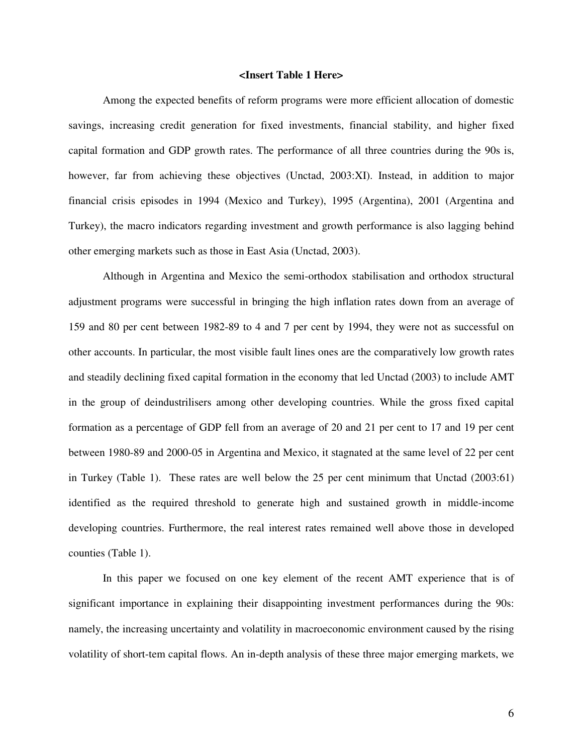**<Insert Table 1 Here>**

Among the expected benefits of reform programs were more efficient allocation of domestic savings, increasing credit generation for fixed investments, financial stability, and higher fixed capital formation and GDP growth rates. The performance of all three countries during the 90s is, however, far from achieving these objectives (Unctad, 2003:XI). Instead, in addition to major financial crisis episodes in 1994 (Mexico and Turkey), 1995 (Argentina), 2001 (Argentina and Turkey), the macro indicators regarding investment and growth performance is also lagging behind other emerging markets such as those in East Asia (Unctad, 2003).

Although in Argentina and Mexico the semi-orthodox stabilisation and orthodox structural adjustment programs were successful in bringing the high inflation rates down from an average of 159 and 80 per cent between 1982-89 to 4 and 7 per cent by 1994, they were not as successful on other accounts. In particular, the most visible fault lines ones are the comparatively low growth rates and steadily declining fixed capital formation in the economy that led Unctad (2003) to include AMT in the group of deindustrilisers among other developing countries. While the gross fixed capital formation as a percentage of GDP fell from an average of 20 and 21 per cent to 17 and 19 per cent between 1980-89 and 2000-05 in Argentina and Mexico, it stagnated at the same level of 22 per cent in Turkey (Table 1). These rates are well below the 25 per cent minimum that Unctad (2003:61) identified as the required threshold to generate high and sustained growth in middle-income developing countries. Furthermore, the real interest rates remained well above those in developed counties (Table 1).

In this paper we focused on one key element of the recent AMT experience that is of significant importance in explaining their disappointing investment performances during the 90s: namely, the increasing uncertainty and volatility in macroeconomic environment caused by the rising volatility of short-tem capital flows. An in-depth analysis of these three major emerging markets, we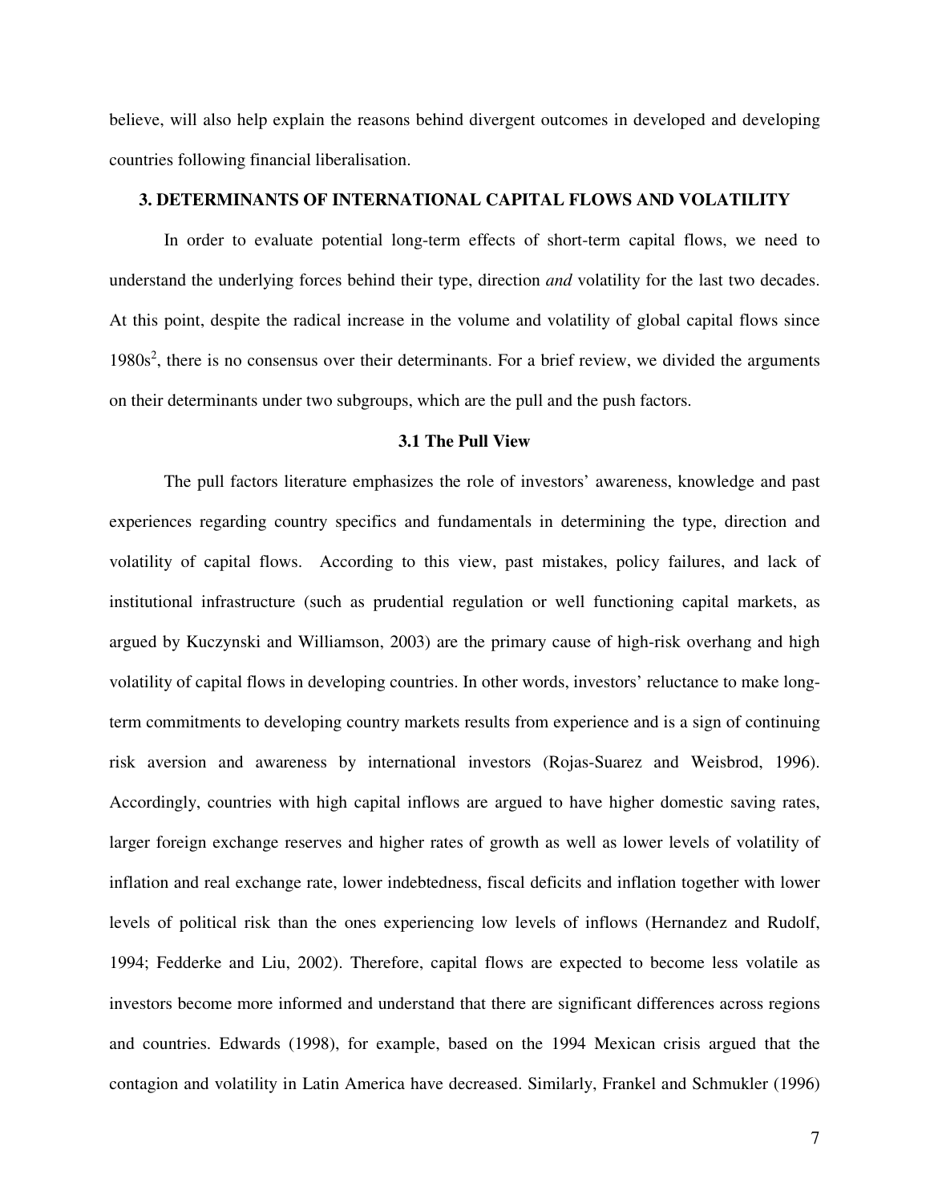believe, will also help explain the reasons behind divergent outcomes in developed and developing countries following financial liberalisation.

## 3. DETERMINANTS OF INTERNATIONAL CAPITAL FLOWS AND VOLATILITY

In order to evaluate potential long-term effects of short-term capital flows, we need to understand the underlying forces behind their type, direction *and* volatility for the last two decades. At this point, despite the radical increase in the volume and volatility of global capital flows since 1980s[2], there is no consensus over their determinants. For a brief review, we divided the arguments on their determinants under two subgroups, which are the pull and the push factors.

### 3.1 The Pull View

The pull factors literature emphasizes the role of investors' awareness, knowledge and past experiences regarding country specifics and fundamentals in determining the type, direction and volatility of capital flows. According to this view, past mistakes, policy failures, and lack of institutional infrastructure (such as prudential regulation or well functioning capital markets, as argued by Kuczynski and Williamson, 2003) are the primary cause of high-risk overhang and high volatility of capital flows in developing countries. In other words, investors' reluctance to make long-term commitments to developing country markets results from experience and is a sign of continuing risk aversion and awareness by international investors (Rojas-Suarez and Weisbrod, 1996). Accordingly, countries with high capital inflows are argued to have higher domestic saving rates, larger foreign exchange reserves and higher rates of growth as well as lower levels of volatility of inflation and real exchange rate, lower indebtedness, fiscal deficits and inflation together with lower levels of political risk than the ones experiencing low levels of inflows (Hernandez and Rudolf, 1994; Fedderke and Liu, 2002). Therefore, capital flows are expected to become less volatile as investors become more informed and understand that there are significant differences across regions and countries. Edwards (1998), for example, based on the 1994 Mexican crisis argued that the contagion and volatility in Latin America have decreased. Similarly, Frankel and Schmukler (1996)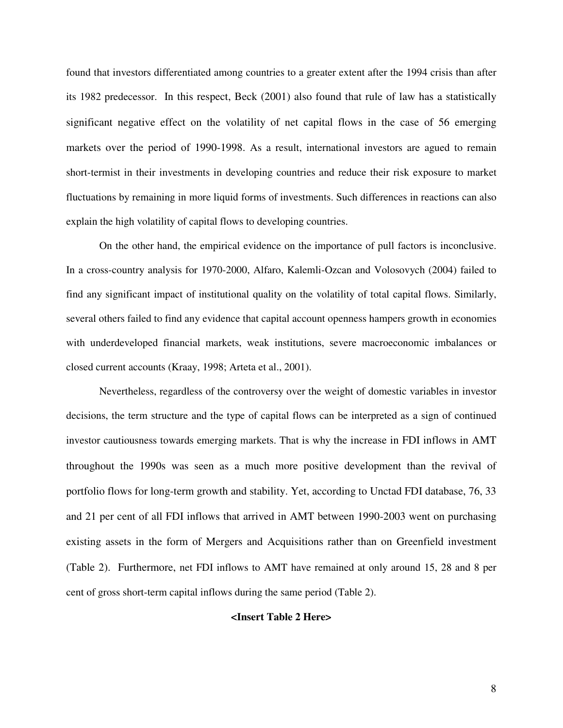found that investors differentiated among countries to a greater extent after the 1994 crisis than after its 1982 predecessor. In this respect, Beck (2001) also found that rule of law has a statistically significant negative effect on the volatility of net capital flows in the case of 56 emerging markets over the period of 1990-1998. As a result, international investors are agued to remain short-termist in their investments in developing countries and reduce their risk exposure to market fluctuations by remaining in more liquid forms of investments. Such differences in reactions can also explain the high volatility of capital flows to developing countries.

On the other hand, the empirical evidence on the importance of pull factors is inconclusive. In a cross-country analysis for 1970-2000, Alfaro, Kalemli-Ozcan and Volosovych (2004) failed to find any significant impact of institutional quality on the volatility of total capital flows. Similarly, several others failed to find any evidence that capital account openness hampers growth in economies with underdeveloped financial markets, weak institutions, severe macroeconomic imbalances or closed current accounts (Kraay, 1998; Arteta et al., 2001).

Nevertheless, regardless of the controversy over the weight of domestic variables in investor decisions, the term structure and the type of capital flows can be interpreted as a sign of continued investor cautiousness towards emerging markets. That is why the increase in FDI inflows in AMT throughout the 1990s was seen as a much more positive development than the revival of portfolio flows for long-term growth and stability. Yet, according to Unctad FDI database, 76, 33 and 21 per cent of all FDI inflows that arrived in AMT between 1990-2003 went on purchasing existing assets in the form of Mergers and Acquisitions rather than on Greenfield investment (Table 2). Furthermore, net FDI inflows to AMT have remained at only around 15, 28 and 8 per cent of gross short-term capital inflows during the same period (Table 2).

**<Insert Table 2 Here>**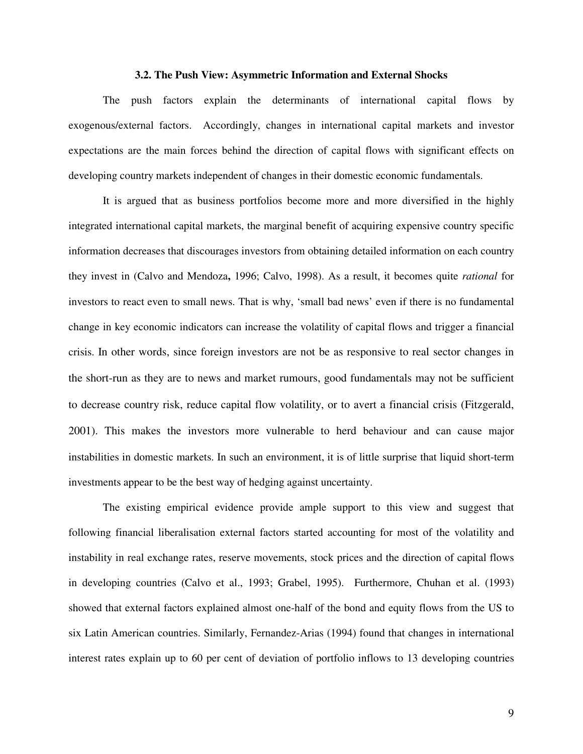### 3.2. The Push View: Asymmetric Information and External Shocks

The push factors explain the determinants of international capital flows by exogenous/external factors. Accordingly, changes in international capital markets and investor expectations are the main forces behind the direction of capital flows with significant effects on developing country markets independent of changes in their domestic economic fundamentals.

It is argued that as business portfolios become more and more diversified in the highly integrated international capital markets, the marginal benefit of acquiring expensive country specific information decreases that discourages investors from obtaining detailed information on each country they invest in (Calvo and Mendoza**,** 1996; Calvo, 1998). As a result, it becomes quite *rational* for investors to react even to small news. That is why, 'small bad news' even if there is no fundamental change in key economic indicators can increase the volatility of capital flows and trigger a financial crisis. In other words, since foreign investors are not be as responsive to real sector changes in the short-run as they are to news and market rumours, good fundamentals may not be sufficient to decrease country risk, reduce capital flow volatility, or to avert a financial crisis (Fitzgerald, 2001). This makes the investors more vulnerable to herd behaviour and can cause major instabilities in domestic markets. In such an environment, it is of little surprise that liquid short-term investments appear to be the best way of hedging against uncertainty.

The existing empirical evidence provide ample support to this view and suggest that following financial liberalisation external factors started accounting for most of the volatility and instability in real exchange rates, reserve movements, stock prices and the direction of capital flows in developing countries (Calvo et al., 1993; Grabel, 1995). Furthermore, Chuhan et al. (1993) showed that external factors explained almost one-half of the bond and equity flows from the US to six Latin American countries. Similarly, Fernandez-Arias (1994) found that changes in international interest rates explain up to 60 per cent of deviation of portfolio inflows to 13 developing countries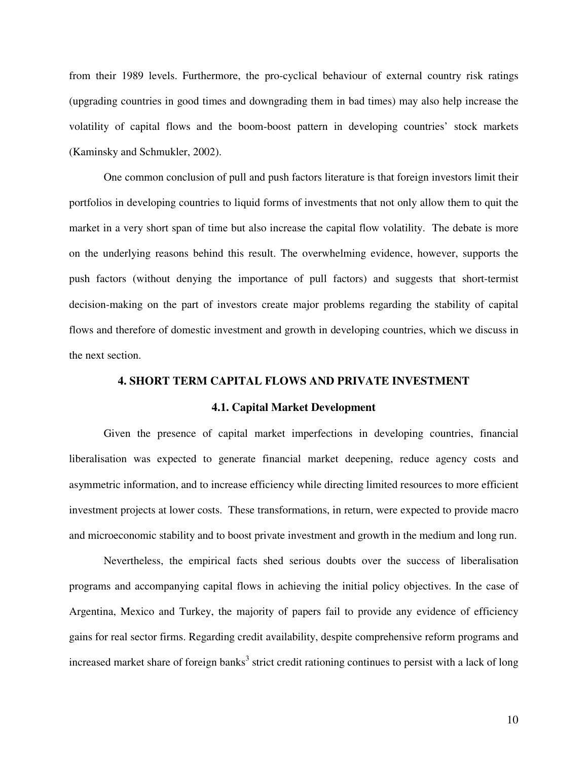from their 1989 levels. Furthermore, the pro-cyclical behaviour of external country risk ratings (upgrading countries in good times and downgrading them in bad times) may also help increase the volatility of capital flows and the boom-boost pattern in developing countries' stock markets (Kaminsky and Schmukler, 2002).

One common conclusion of pull and push factors literature is that foreign investors limit their portfolios in developing countries to liquid forms of investments that not only allow them to quit the market in a very short span of time but also increase the capital flow volatility. The debate is more on the underlying reasons behind this result. The overwhelming evidence, however, supports the push factors (without denying the importance of pull factors) and suggests that short-termist decision-making on the part of investors create major problems regarding the stability of capital flows and therefore of domestic investment and growth in developing countries, which we discuss in the next section.

## 4. SHORT TERM CAPITAL FLOWS AND PRIVATE INVESTMENT

### 4.1. Capital Market Development

Given the presence of capital market imperfections in developing countries, financial liberalisation was expected to generate financial market deepening, reduce agency costs and asymmetric information, and to increase efficiency while directing limited resources to more efficient investment projects at lower costs. These transformations, in return, were expected to provide macro and microeconomic stability and to boost private investment and growth in the medium and long run.

Nevertheless, the empirical facts shed serious doubts over the success of liberalisation programs and accompanying capital flows in achieving the initial policy objectives. In the case of Argentina, Mexico and Turkey, the majority of papers fail to provide any evidence of efficiency gains for real sector firms. Regarding credit availability, despite comprehensive reform programs and increased market share of foreign banks[3] strict credit rationing continues to persist with a lack of long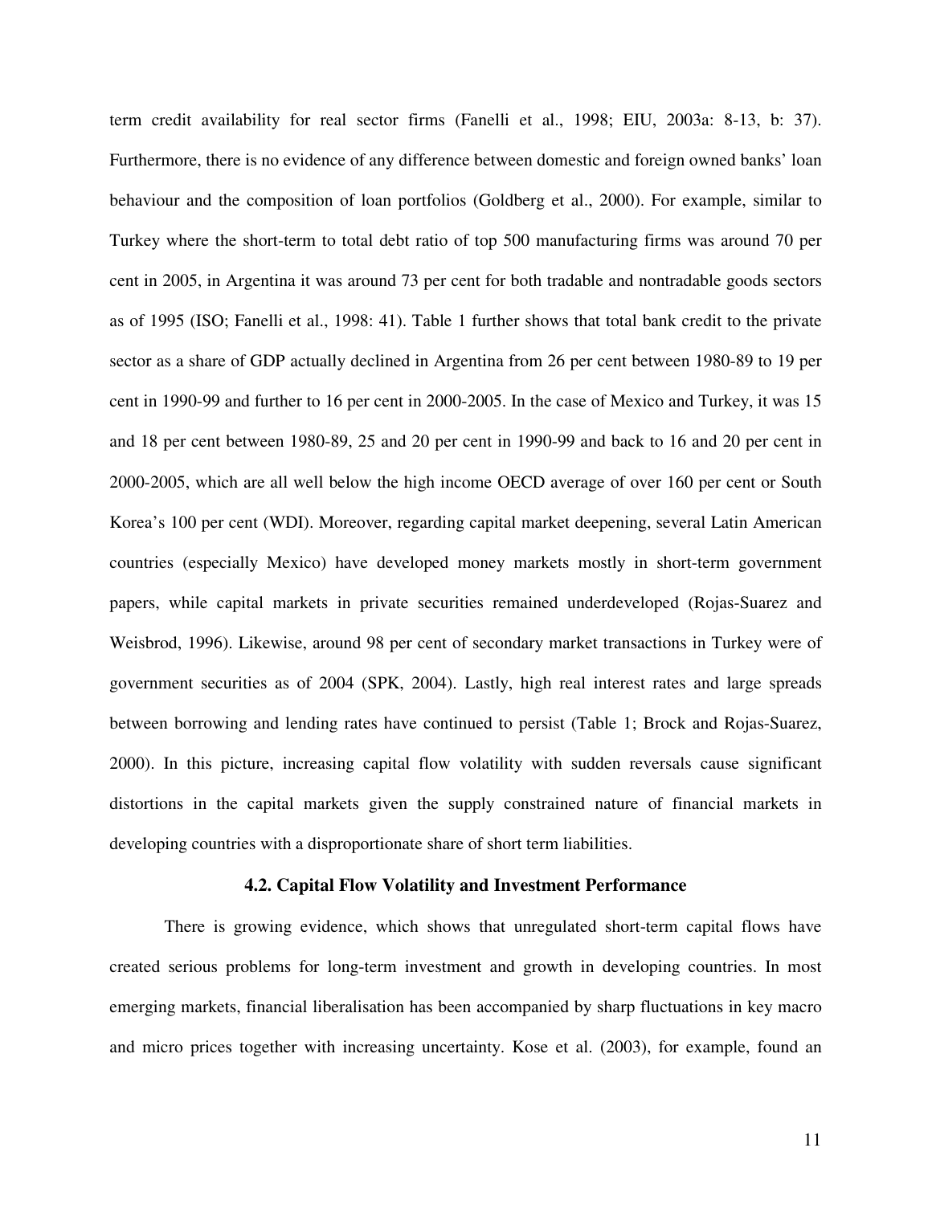term credit availability for real sector firms (Fanelli et al., 1998; EIU, 2003a: 8-13, b: 37). Furthermore, there is no evidence of any difference between domestic and foreign owned banks' loan behaviour and the composition of loan portfolios (Goldberg et al., 2000). For example, similar to Turkey where the short-term to total debt ratio of top 500 manufacturing firms was around 70 per cent in 2005, in Argentina it was around 73 per cent for both tradable and nontradable goods sectors as of 1995 (ISO; Fanelli et al., 1998: 41). Table 1 further shows that total bank credit to the private sector as a share of GDP actually declined in Argentina from 26 per cent between 1980-89 to 19 per cent in 1990-99 and further to 16 per cent in 2000-2005. In the case of Mexico and Turkey, it was 15 and 18 per cent between 1980-89, 25 and 20 per cent in 1990-99 and back to 16 and 20 per cent in 2000-2005, which are all well below the high income OECD average of over 160 per cent or South Korea's 100 per cent (WDI). Moreover, regarding capital market deepening, several Latin American countries (especially Mexico) have developed money markets mostly in short-term government papers, while capital markets in private securities remained underdeveloped (Rojas-Suarez and Weisbrod, 1996). Likewise, around 98 per cent of secondary market transactions in Turkey were of government securities as of 2004 (SPK, 2004). Lastly, high real interest rates and large spreads between borrowing and lending rates have continued to persist (Table 1; Brock and Rojas-Suarez, 2000). In this picture, increasing capital flow volatility with sudden reversals cause significant distortions in the capital markets given the supply constrained nature of financial markets in developing countries with a disproportionate share of short term liabilities.

### 4.2. Capital Flow Volatility and Investment Performance

There is growing evidence, which shows that unregulated short-term capital flows have created serious problems for long-term investment and growth in developing countries. In most emerging markets, financial liberalisation has been accompanied by sharp fluctuations in key macro and micro prices together with increasing uncertainty. Kose et al. (2003), for example, found an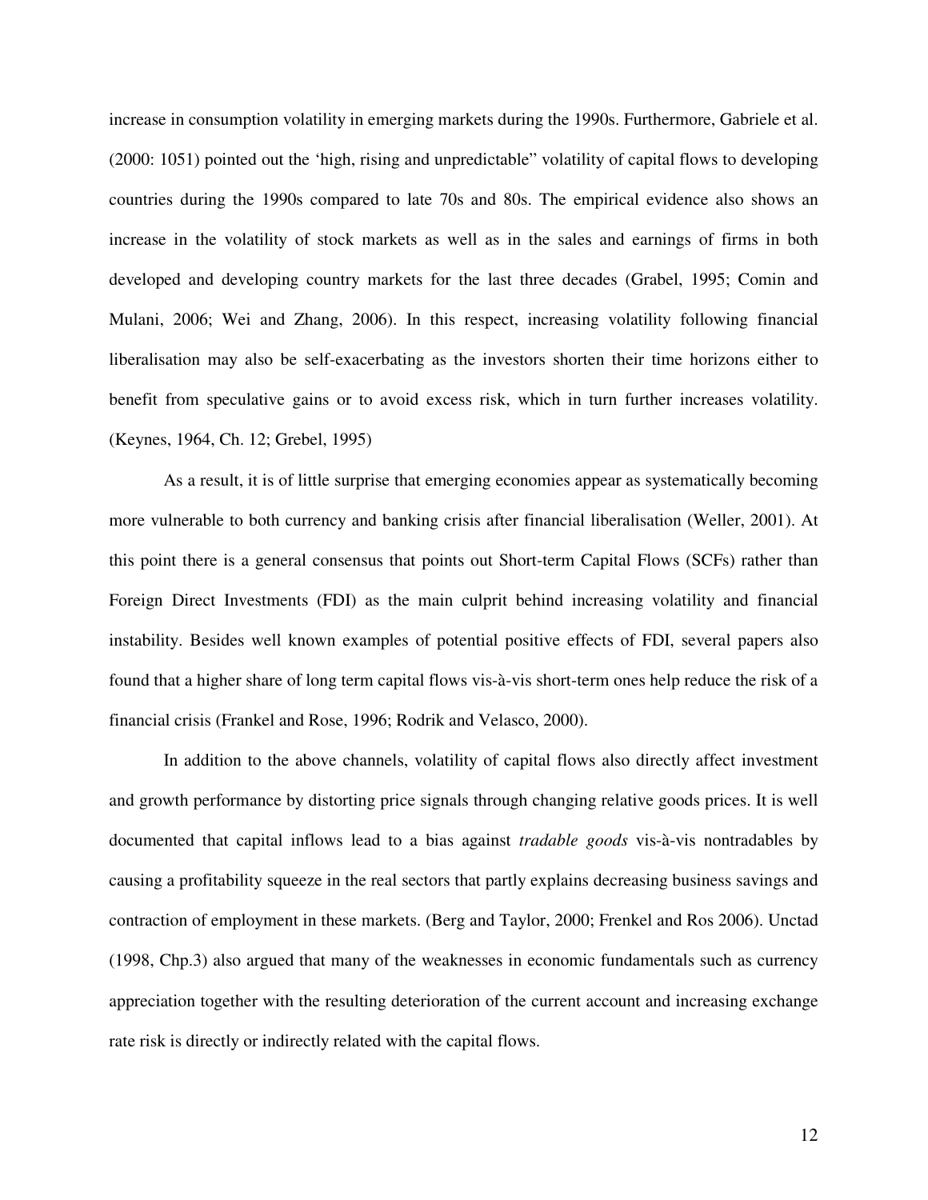increase in consumption volatility in emerging markets during the 1990s. Furthermore, Gabriele et al. (2000: 1051) pointed out the 'high, rising and unpredictable" volatility of capital flows to developing countries during the 1990s compared to late 70s and 80s. The empirical evidence also shows an increase in the volatility of stock markets as well as in the sales and earnings of firms in both developed and developing country markets for the last three decades (Grabel, 1995; Comin and Mulani, 2006; Wei and Zhang, 2006). In this respect, increasing volatility following financial liberalisation may also be self-exacerbating as the investors shorten their time horizons either to benefit from speculative gains or to avoid excess risk, which in turn further increases volatility. (Keynes, 1964, Ch. 12; Grebel, 1995)

As a result, it is of little surprise that emerging economies appear as systematically becoming more vulnerable to both currency and banking crisis after financial liberalisation (Weller, 2001). At this point there is a general consensus that points out Short-term Capital Flows (SCFs) rather than Foreign Direct Investments (FDI) as the main culprit behind increasing volatility and financial instability. Besides well known examples of potential positive effects of FDI, several papers also found that a higher share of long term capital flows vis-à-vis short-term ones help reduce the risk of a financial crisis (Frankel and Rose, 1996; Rodrik and Velasco, 2000).

In addition to the above channels, volatility of capital flows also directly affect investment and growth performance by distorting price signals through changing relative goods prices. It is well documented that capital inflows lead to a bias against *tradable goods* vis-à-vis nontradables by causing a profitability squeeze in the real sectors that partly explains decreasing business savings and contraction of employment in these markets. (Berg and Taylor, 2000; Frenkel and Ros 2006). Unctad (1998, Chp.3) also argued that many of the weaknesses in economic fundamentals such as currency appreciation together with the resulting deterioration of the current account and increasing exchange rate risk is directly or indirectly related with the capital flows.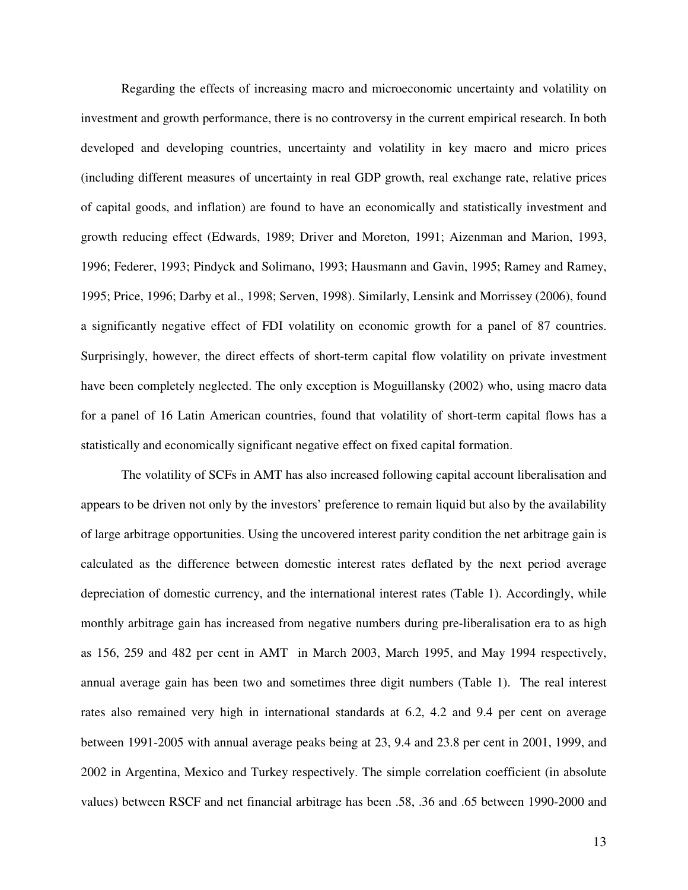Regarding the effects of increasing macro and microeconomic uncertainty and volatility on investment and growth performance, there is no controversy in the current empirical research. In both developed and developing countries, uncertainty and volatility in key macro and micro prices (including different measures of uncertainty in real GDP growth, real exchange rate, relative prices of capital goods, and inflation) are found to have an economically and statistically investment and growth reducing effect (Edwards, 1989; Driver and Moreton, 1991; Aizenman and Marion, 1993, 1996; Federer, 1993; Pindyck and Solimano, 1993; Hausmann and Gavin, 1995; Ramey and Ramey, 1995; Price, 1996; Darby et al., 1998; Serven, 1998). Similarly, Lensink and Morrissey (2006), found a significantly negative effect of FDI volatility on economic growth for a panel of 87 countries. Surprisingly, however, the direct effects of short-term capital flow volatility on private investment have been completely neglected. The only exception is Moguillansky (2002) who, using macro data for a panel of 16 Latin American countries, found that volatility of short-term capital flows has a statistically and economically significant negative effect on fixed capital formation.

The volatility of SCFs in AMT has also increased following capital account liberalisation and appears to be driven not only by the investors' preference to remain liquid but also by the availability of large arbitrage opportunities. Using the uncovered interest parity condition the net arbitrage gain is calculated as the difference between domestic interest rates deflated by the next period average depreciation of domestic currency, and the international interest rates (Table 1). Accordingly, while monthly arbitrage gain has increased from negative numbers during pre-liberalisation era to as high as 156, 259 and 482 per cent in AMT in March 2003, March 1995, and May 1994 respectively, annual average gain has been two and sometimes three digit numbers (Table 1). The real interest rates also remained very high in international standards at 6.2, 4.2 and 9.4 per cent on average between 1991-2005 with annual average peaks being at 23, 9.4 and 23.8 per cent in 2001, 1999, and 2002 in Argentina, Mexico and Turkey respectively. The simple correlation coefficient (in absolute values) between RSCF and net financial arbitrage has been .58, .36 and .65 between 1990-2000 and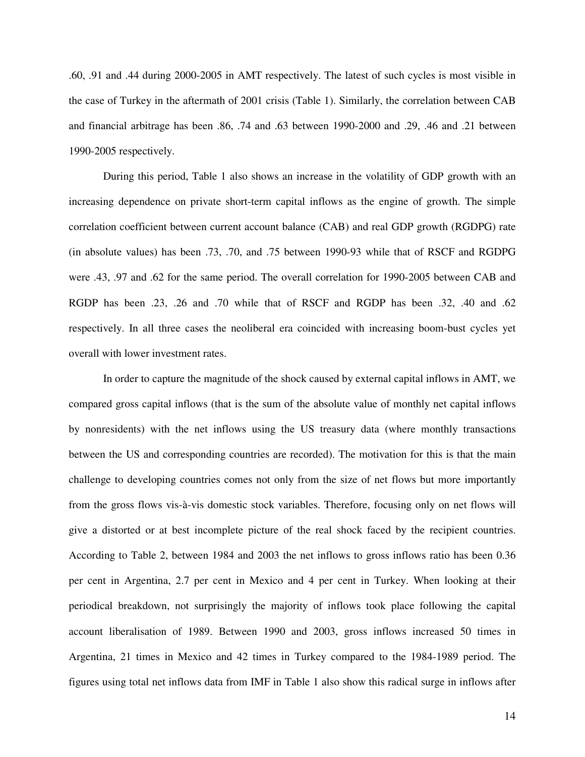.60, .91 and .44 during 2000-2005 in AMT respectively. The latest of such cycles is most visible in the case of Turkey in the aftermath of 2001 crisis (Table 1). Similarly, the correlation between CAB and financial arbitrage has been .86, .74 and .63 between 1990-2000 and .29, .46 and .21 between 1990-2005 respectively.

During this period, Table 1 also shows an increase in the volatility of GDP growth with an increasing dependence on private short-term capital inflows as the engine of growth. The simple correlation coefficient between current account balance (CAB) and real GDP growth (RGDPG) rate (in absolute values) has been .73, .70, and .75 between 1990-93 while that of RSCF and RGDPG were .43, .97 and .62 for the same period. The overall correlation for 1990-2005 between CAB and RGDP has been .23, .26 and .70 while that of RSCF and RGDP has been .32, .40 and .62 respectively. In all three cases the neoliberal era coincided with increasing boom-bust cycles yet overall with lower investment rates.

In order to capture the magnitude of the shock caused by external capital inflows in AMT, we compared gross capital inflows (that is the sum of the absolute value of monthly net capital inflows by nonresidents) with the net inflows using the US treasury data (where monthly transactions between the US and corresponding countries are recorded). The motivation for this is that the main challenge to developing countries comes not only from the size of net flows but more importantly from the gross flows vis-à-vis domestic stock variables. Therefore, focusing only on net flows will give a distorted or at best incomplete picture of the real shock faced by the recipient countries. According to Table 2, between 1984 and 2003 the net inflows to gross inflows ratio has been 0.36 per cent in Argentina, 2.7 per cent in Mexico and 4 per cent in Turkey. When looking at their periodical breakdown, not surprisingly the majority of inflows took place following the capital account liberalisation of 1989. Between 1990 and 2003, gross inflows increased 50 times in Argentina, 21 times in Mexico and 42 times in Turkey compared to the 1984-1989 period. The figures using total net inflows data from IMF in Table 1 also show this radical surge in inflows after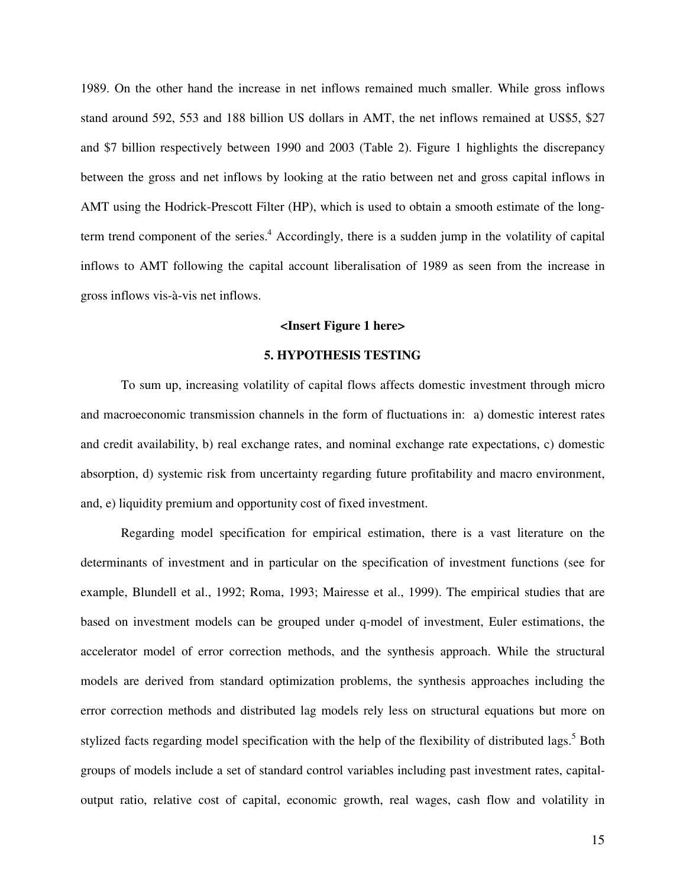1989. On the other hand the increase in net inflows remained much smaller. While gross inflows stand around 592, 553 and 188 billion US dollars in AMT, the net inflows remained at US$5, $27 and $7 billion respectively between 1990 and 2003 (Table 2). Figure 1 highlights the discrepancy between the gross and net inflows by looking at the ratio between net and gross capital inflows in AMT using the Hodrick-Prescott Filter (HP), which is used to obtain a smooth estimate of the long-term trend component of the series.[4] Accordingly, there is a sudden jump in the volatility of capital inflows to AMT following the capital account liberalisation of 1989 as seen from the increase in gross inflows vis-à-vis net inflows.

**<Insert Figure 1 here>**

## 5. HYPOTHESIS TESTING

To sum up, increasing volatility of capital flows affects domestic investment through micro and macroeconomic transmission channels in the form of fluctuations in: a) domestic interest rates and credit availability, b) real exchange rates, and nominal exchange rate expectations, c) domestic absorption, d) systemic risk from uncertainty regarding future profitability and macro environment, and, e) liquidity premium and opportunity cost of fixed investment.

Regarding model specification for empirical estimation, there is a vast literature on the determinants of investment and in particular on the specification of investment functions (see for example, Blundell et al., 1992; Roma, 1993; Mairesse et al., 1999). The empirical studies that are based on investment models can be grouped under q-model of investment, Euler estimations, the accelerator model of error correction methods, and the synthesis approach. While the structural models are derived from standard optimization problems, the synthesis approaches including the error correction methods and distributed lag models rely less on structural equations but more on stylized facts regarding model specification with the help of the flexibility of distributed lags.[5] Both groups of models include a set of standard control variables including past investment rates, capital-output ratio, relative cost of capital, economic growth, real wages, cash flow and volatility in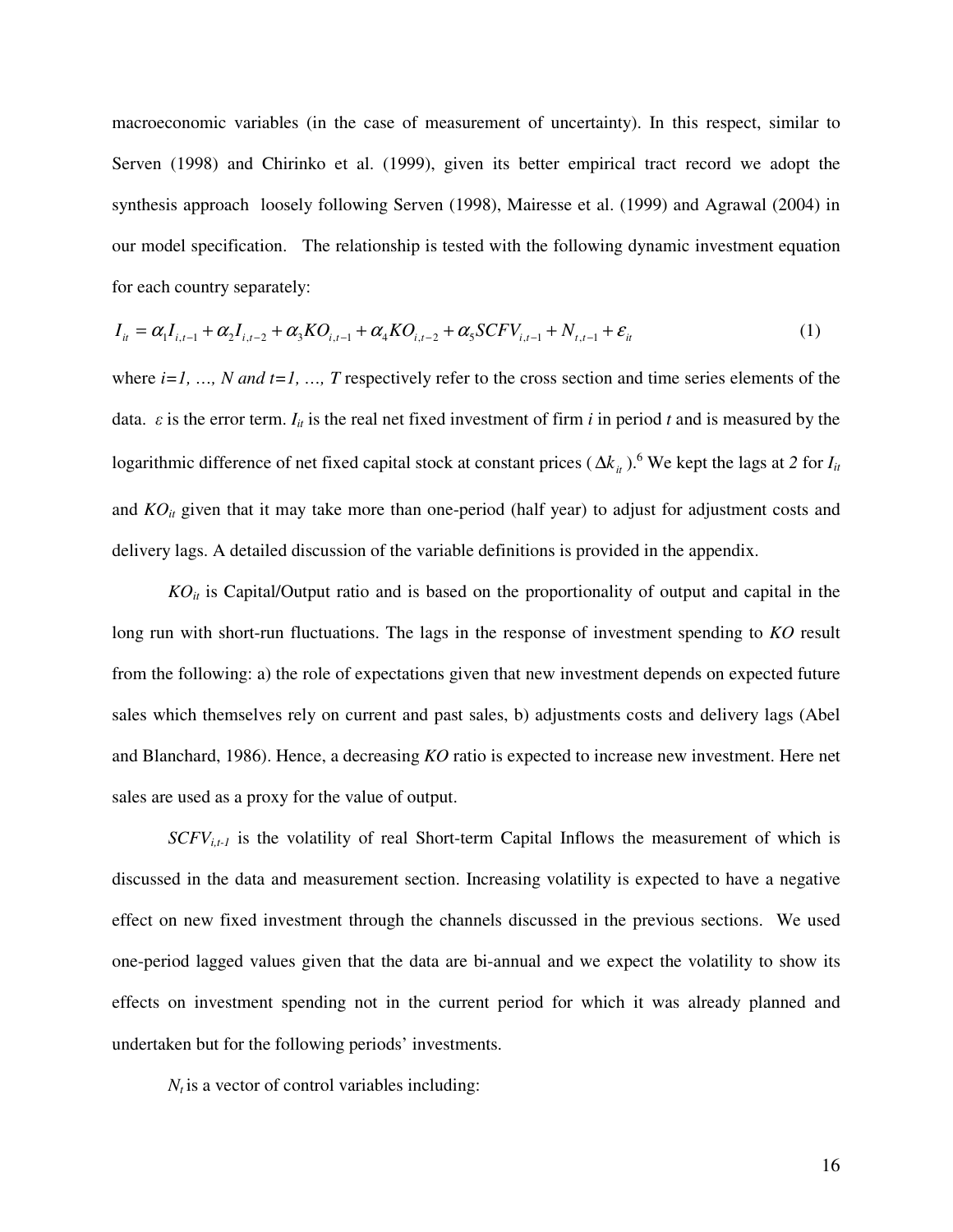macroeconomic variables (in the case of measurement of uncertainty). In this respect, similar to Serven (1998) and Chirinko et al. (1999), given its better empirical tract record we adopt the synthesis approach loosely following Serven (1998), Mairesse et al. (1999) and Agrawal (2004) in our model specification. The relationship is tested with the following dynamic investment equation for each country separately:

$$I_{it} = \alpha_1 I_{i,t-1} + \alpha_2 I_{i,t-2} + \alpha_3 KO_{i,t-1} + \alpha_4 KO_{i,t-2} + \alpha_5 SCFV_{i,t-1} + N_{t,t-1} + \varepsilon_{it} \qquad (1)$$

where *i=1, …, N and t=1, …, T* respectively refer to the cross section and time series elements of the data. $\varepsilon$ is the error term. $I_{it}$ is the real net fixed investment of firm *i* in period *t* and is measured by the logarithmic difference of net fixed capital stock at constant prices ($\Delta k_{it}$).[6] We kept the lags at *2* for $I_{it}$ and $KO_{it}$ given that it may take more than one-period (half year) to adjust for adjustment costs and delivery lags. A detailed discussion of the variable definitions is provided in the appendix.

$KO_{it}$ is Capital/Output ratio and is based on the proportionality of output and capital in the long run with short-run fluctuations. The lags in the response of investment spending to *KO* result from the following: a) the role of expectations given that new investment depends on expected future sales which themselves rely on current and past sales, b) adjustments costs and delivery lags (Abel and Blanchard, 1986). Hence, a decreasing *KO* ratio is expected to increase new investment. Here net sales are used as a proxy for the value of output.

$SCFV_{i,t-1}$ is the volatility of real Short-term Capital Inflows the measurement of which is discussed in the data and measurement section. Increasing volatility is expected to have a negative effect on new fixed investment through the channels discussed in the previous sections. We used one-period lagged values given that the data are bi-annual and we expect the volatility to show its effects on investment spending not in the current period for which it was already planned and undertaken but for the following periods' investments.

$N_t$ is a vector of control variables including: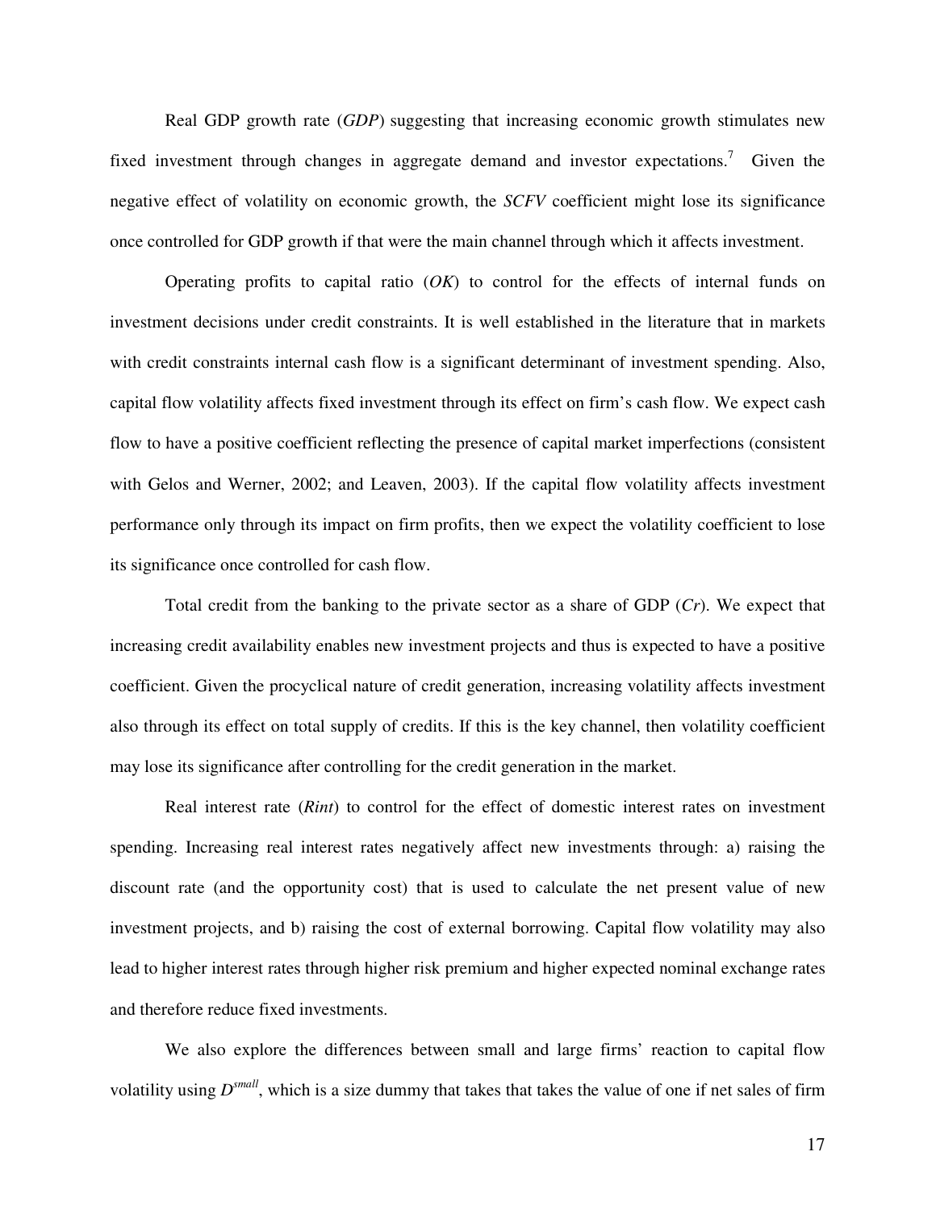Real GDP growth rate (*GDP*) suggesting that increasing economic growth stimulates new fixed investment through changes in aggregate demand and investor expectations.[7] Given the negative effect of volatility on economic growth, the *SCFV* coefficient might lose its significance once controlled for GDP growth if that were the main channel through which it affects investment.

Operating profits to capital ratio (*OK*) to control for the effects of internal funds on investment decisions under credit constraints. It is well established in the literature that in markets with credit constraints internal cash flow is a significant determinant of investment spending. Also, capital flow volatility affects fixed investment through its effect on firm's cash flow. We expect cash flow to have a positive coefficient reflecting the presence of capital market imperfections (consistent with Gelos and Werner, 2002; and Leaven, 2003). If the capital flow volatility affects investment performance only through its impact on firm profits, then we expect the volatility coefficient to lose its significance once controlled for cash flow.

Total credit from the banking to the private sector as a share of GDP (*Cr*). We expect that increasing credit availability enables new investment projects and thus is expected to have a positive coefficient. Given the procyclical nature of credit generation, increasing volatility affects investment also through its effect on total supply of credits. If this is the key channel, then volatility coefficient may lose its significance after controlling for the credit generation in the market.

Real interest rate (*Rint*) to control for the effect of domestic interest rates on investment spending. Increasing real interest rates negatively affect new investments through: a) raising the discount rate (and the opportunity cost) that is used to calculate the net present value of new investment projects, and b) raising the cost of external borrowing. Capital flow volatility may also lead to higher interest rates through higher risk premium and higher expected nominal exchange rates and therefore reduce fixed investments.

We also explore the differences between small and large firms' reaction to capital flow volatility using $D^{small}$, which is a size dummy that takes that takes the value of one if net sales of firm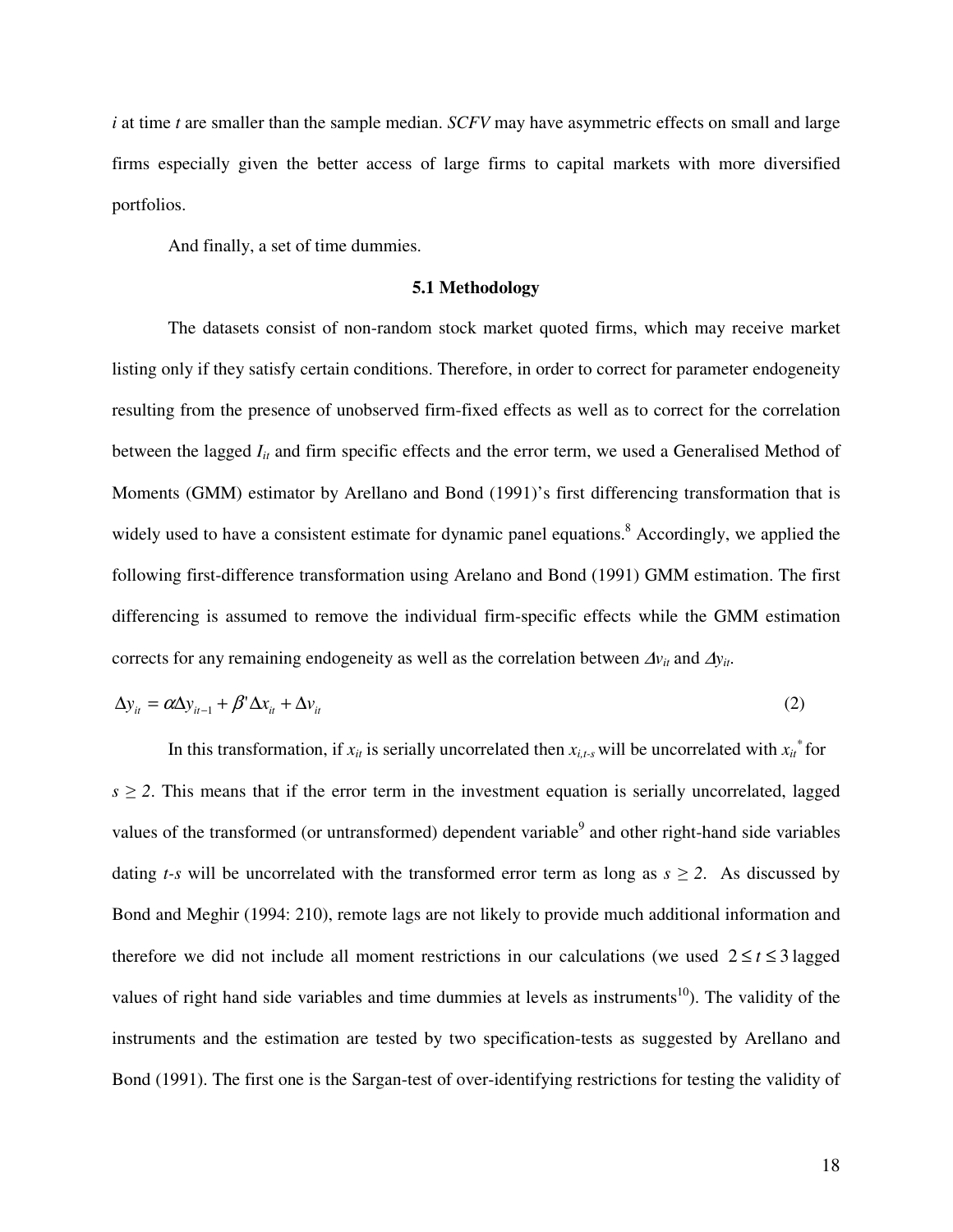$i$ at time $t$ are smaller than the sample median. *SCFV* may have asymmetric effects on small and large firms especially given the better access of large firms to capital markets with more diversified portfolios.

And finally, a set of time dummies.

### 5.1 Methodology

The datasets consist of non-random stock market quoted firms, which may receive market listing only if they satisfy certain conditions. Therefore, in order to correct for parameter endogeneity resulting from the presence of unobserved firm-fixed effects as well as to correct for the correlation between the lagged $I_{it}$ and firm specific effects and the error term, we used a Generalised Method of Moments (GMM) estimator by Arellano and Bond (1991)'s first differencing transformation that is widely used to have a consistent estimate for dynamic panel equations.[8] Accordingly, we applied the following first-difference transformation using Arelano and Bond (1991) GMM estimation. The first differencing is assumed to remove the individual firm-specific effects while the GMM estimation corrects for any remaining endogeneity as well as the correlation between $\Delta v_{it}$ and $\Delta y_{it}$.

$$\Delta y_{it} = \alpha \Delta y_{it-1} + \beta' \Delta x_{it} + \Delta v_{it} \tag{2}$$

In this transformation, if $x_{it}$ is serially uncorrelated then $x_{i,t-s}$ will be uncorrelated with $x_{it}^{*}$ for $s \geq 2$. This means that if the error term in the investment equation is serially uncorrelated, lagged values of the transformed (or untransformed) dependent variable[9] and other right-hand side variables dating $t$-$s$ will be uncorrelated with the transformed error term as long as $s \geq 2$. As discussed by Bond and Meghir (1994: 210), remote lags are not likely to provide much additional information and therefore we did not include all moment restrictions in our calculations (we used $2 \leq t \leq 3$ lagged values of right hand side variables and time dummies at levels as instruments[10]). The validity of the instruments and the estimation are tested by two specification-tests as suggested by Arellano and Bond (1991). The first one is the Sargan-test of over-identifying restrictions for testing the validity of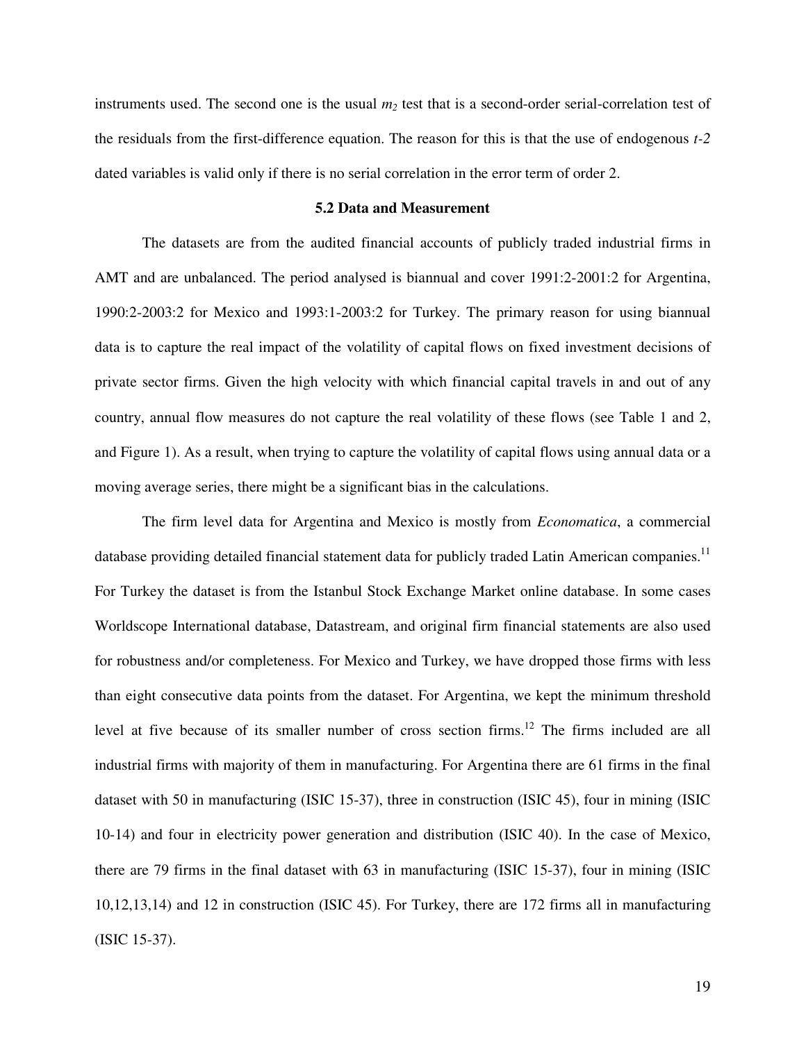instruments used. The second one is the usual $m_2$ test that is a second-order serial-correlation test of the residuals from the first-difference equation. The reason for this is that the use of endogenous *t-2* dated variables is valid only if there is no serial correlation in the error term of order 2.

### 5.2 Data and Measurement

The datasets are from the audited financial accounts of publicly traded industrial firms in AMT and are unbalanced. The period analysed is biannual and cover 1991:2-2001:2 for Argentina, 1990:2-2003:2 for Mexico and 1993:1-2003:2 for Turkey. The primary reason for using biannual data is to capture the real impact of the volatility of capital flows on fixed investment decisions of private sector firms. Given the high velocity with which financial capital travels in and out of any country, annual flow measures do not capture the real volatility of these flows (see Table 1 and 2, and Figure 1). As a result, when trying to capture the volatility of capital flows using annual data or a moving average series, there might be a significant bias in the calculations.

The firm level data for Argentina and Mexico is mostly from *Economatica*, a commercial database providing detailed financial statement data for publicly traded Latin American companies.[11] For Turkey the dataset is from the Istanbul Stock Exchange Market online database. In some cases Worldscope International database, Datastream, and original firm financial statements are also used for robustness and/or completeness. For Mexico and Turkey, we have dropped those firms with less than eight consecutive data points from the dataset. For Argentina, we kept the minimum threshold level at five because of its smaller number of cross section firms.[12] The firms included are all industrial firms with majority of them in manufacturing. For Argentina there are 61 firms in the final dataset with 50 in manufacturing (ISIC 15-37), three in construction (ISIC 45), four in mining (ISIC 10-14) and four in electricity power generation and distribution (ISIC 40). In the case of Mexico, there are 79 firms in the final dataset with 63 in manufacturing (ISIC 15-37), four in mining (ISIC 10,12,13,14) and 12 in construction (ISIC 45). For Turkey, there are 172 firms all in manufacturing (ISIC 15-37).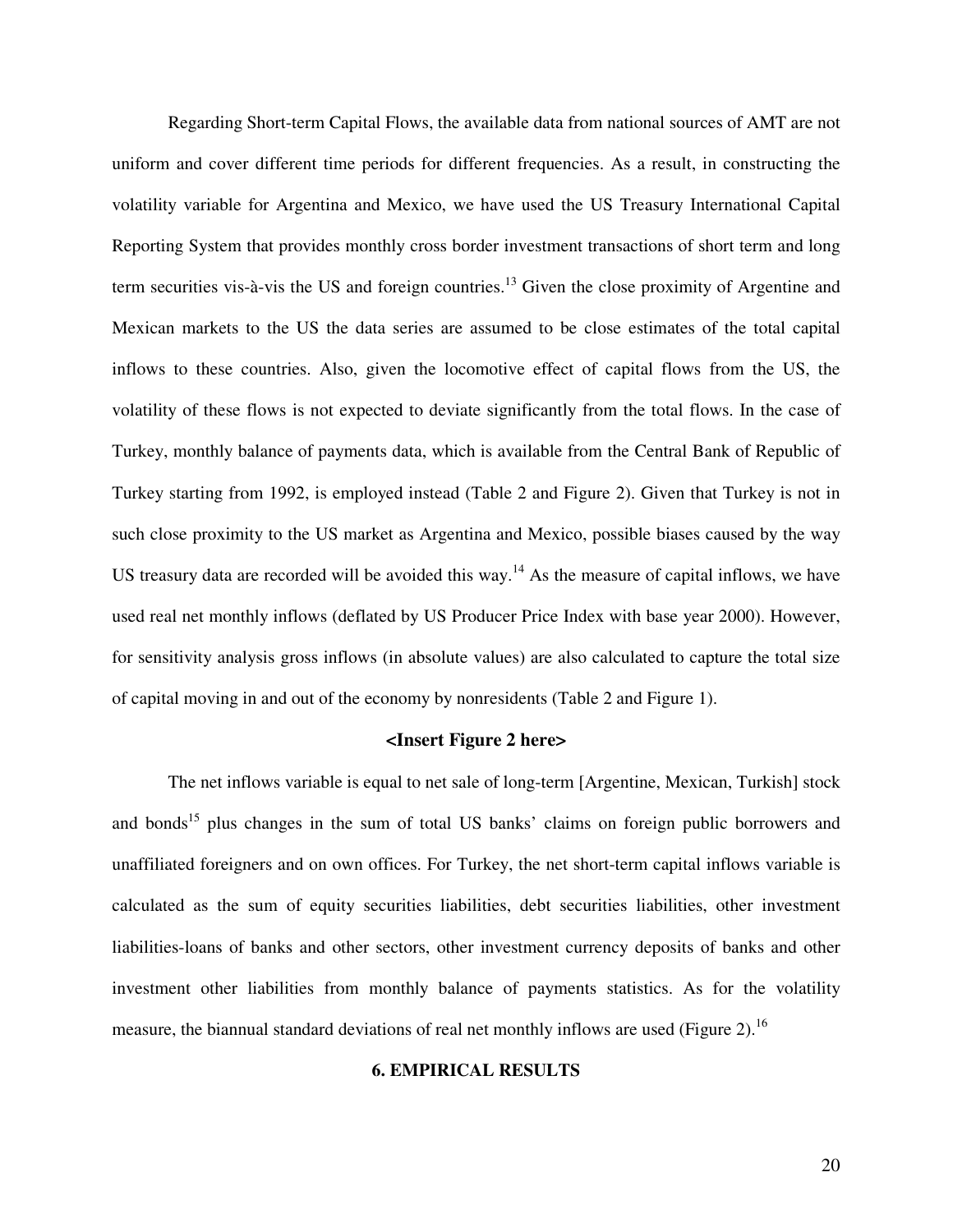Regarding Short-term Capital Flows, the available data from national sources of AMT are not uniform and cover different time periods for different frequencies. As a result, in constructing the volatility variable for Argentina and Mexico, we have used the US Treasury International Capital Reporting System that provides monthly cross border investment transactions of short term and long term securities vis-à-vis the US and foreign countries.[13] Given the close proximity of Argentine and Mexican markets to the US the data series are assumed to be close estimates of the total capital inflows to these countries. Also, given the locomotive effect of capital flows from the US, the volatility of these flows is not expected to deviate significantly from the total flows. In the case of Turkey, monthly balance of payments data, which is available from the Central Bank of Republic of Turkey starting from 1992, is employed instead (Table 2 and Figure 2). Given that Turkey is not in such close proximity to the US market as Argentina and Mexico, possible biases caused by the way US treasury data are recorded will be avoided this way.[14] As the measure of capital inflows, we have used real net monthly inflows (deflated by US Producer Price Index with base year 2000). However, for sensitivity analysis gross inflows (in absolute values) are also calculated to capture the total size of capital moving in and out of the economy by nonresidents (Table 2 and Figure 1).

**<Insert Figure 2 here>**

The net inflows variable is equal to net sale of long-term [Argentine, Mexican, Turkish] stock and bonds[15] plus changes in the sum of total US banks' claims on foreign public borrowers and unaffiliated foreigners and on own offices. For Turkey, the net short-term capital inflows variable is calculated as the sum of equity securities liabilities, debt securities liabilities, other investment liabilities-loans of banks and other sectors, other investment currency deposits of banks and other investment other liabilities from monthly balance of payments statistics. As for the volatility measure, the biannual standard deviations of real net monthly inflows are used (Figure 2).[16]

## 6. EMPIRICAL RESULTS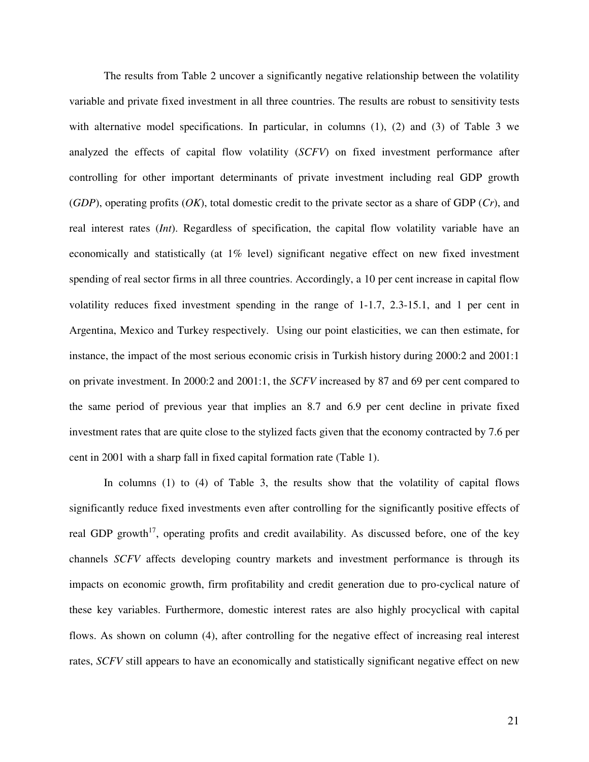The results from Table 2 uncover a significantly negative relationship between the volatility variable and private fixed investment in all three countries. The results are robust to sensitivity tests with alternative model specifications. In particular, in columns (1), (2) and (3) of Table 3 we analyzed the effects of capital flow volatility (*SCFV*) on fixed investment performance after controlling for other important determinants of private investment including real GDP growth (*GDP*), operating profits (*OK*), total domestic credit to the private sector as a share of GDP (*Cr*), and real interest rates (*Int*). Regardless of specification, the capital flow volatility variable have an economically and statistically (at 1% level) significant negative effect on new fixed investment spending of real sector firms in all three countries. Accordingly, a 10 per cent increase in capital flow volatility reduces fixed investment spending in the range of 1-1.7, 2.3-15.1, and 1 per cent in Argentina, Mexico and Turkey respectively. Using our point elasticities, we can then estimate, for instance, the impact of the most serious economic crisis in Turkish history during 2000:2 and 2001:1 on private investment. In 2000:2 and 2001:1, the *SCFV* increased by 87 and 69 per cent compared to the same period of previous year that implies an 8.7 and 6.9 per cent decline in private fixed investment rates that are quite close to the stylized facts given that the economy contracted by 7.6 per cent in 2001 with a sharp fall in fixed capital formation rate (Table 1).

In columns (1) to (4) of Table 3, the results show that the volatility of capital flows significantly reduce fixed investments even after controlling for the significantly positive effects of real GDP growth[17], operating profits and credit availability. As discussed before, one of the key channels *SCFV* affects developing country markets and investment performance is through its impacts on economic growth, firm profitability and credit generation due to pro-cyclical nature of these key variables. Furthermore, domestic interest rates are also highly procyclical with capital flows. As shown on column (4), after controlling for the negative effect of increasing real interest rates, *SCFV* still appears to have an economically and statistically significant negative effect on new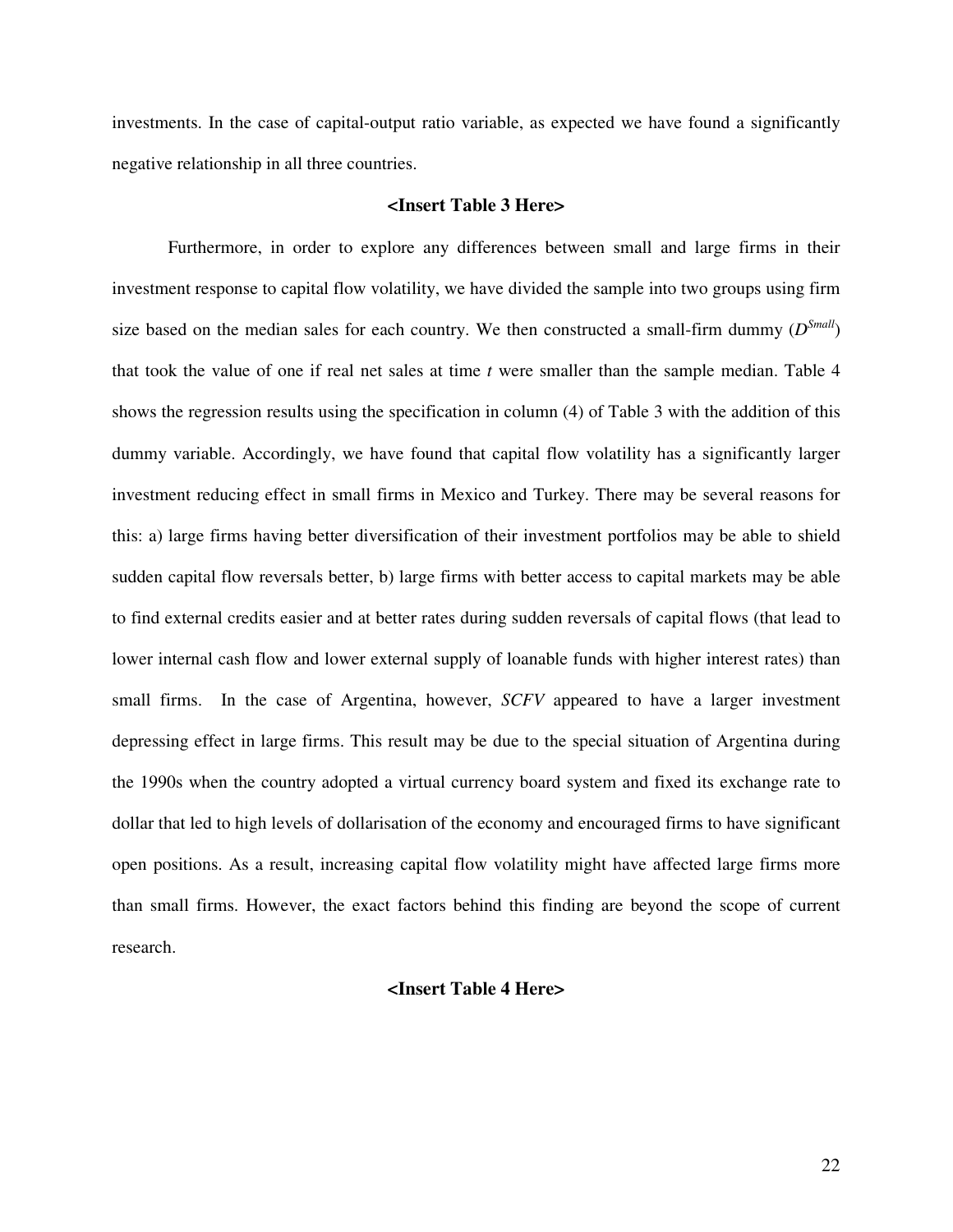investments. In the case of capital-output ratio variable, as expected we have found a significantly negative relationship in all three countries.

**<Insert Table 3 Here>**

Furthermore, in order to explore any differences between small and large firms in their investment response to capital flow volatility, we have divided the sample into two groups using firm size based on the median sales for each country. We then constructed a small-firm dummy ($D^{Small}$) that took the value of one if real net sales at time *t* were smaller than the sample median. Table 4 shows the regression results using the specification in column (4) of Table 3 with the addition of this dummy variable. Accordingly, we have found that capital flow volatility has a significantly larger investment reducing effect in small firms in Mexico and Turkey. There may be several reasons for this: a) large firms having better diversification of their investment portfolios may be able to shield sudden capital flow reversals better, b) large firms with better access to capital markets may be able to find external credits easier and at better rates during sudden reversals of capital flows (that lead to lower internal cash flow and lower external supply of loanable funds with higher interest rates) than small firms. In the case of Argentina, however, *SCFV* appeared to have a larger investment depressing effect in large firms. This result may be due to the special situation of Argentina during the 1990s when the country adopted a virtual currency board system and fixed its exchange rate to dollar that led to high levels of dollarisation of the economy and encouraged firms to have significant open positions. As a result, increasing capital flow volatility might have affected large firms more than small firms. However, the exact factors behind this finding are beyond the scope of current research.

**<Insert Table 4 Here>**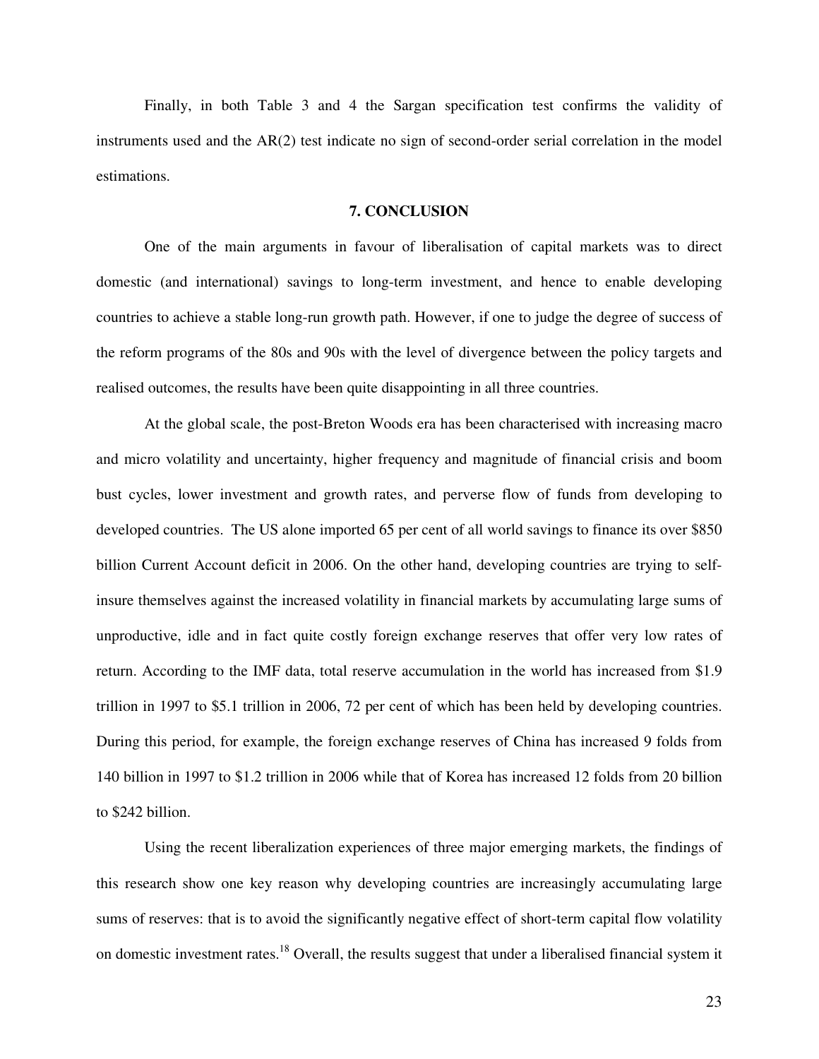Finally, in both Table 3 and 4 the Sargan specification test confirms the validity of instruments used and the AR(2) test indicate no sign of second-order serial correlation in the model estimations.

## 7. CONCLUSION

One of the main arguments in favour of liberalisation of capital markets was to direct domestic (and international) savings to long-term investment, and hence to enable developing countries to achieve a stable long-run growth path. However, if one to judge the degree of success of the reform programs of the 80s and 90s with the level of divergence between the policy targets and realised outcomes, the results have been quite disappointing in all three countries.

At the global scale, the post-Breton Woods era has been characterised with increasing macro and micro volatility and uncertainty, higher frequency and magnitude of financial crisis and boom bust cycles, lower investment and growth rates, and perverse flow of funds from developing to developed countries. The US alone imported 65 per cent of all world savings to finance its over $850 billion Current Account deficit in 2006. On the other hand, developing countries are trying to self-insure themselves against the increased volatility in financial markets by accumulating large sums of unproductive, idle and in fact quite costly foreign exchange reserves that offer very low rates of return. According to the IMF data, total reserve accumulation in the world has increased from $1.9 trillion in 1997 to $5.1 trillion in 2006, 72 per cent of which has been held by developing countries. During this period, for example, the foreign exchange reserves of China has increased 9 folds from 140 billion in 1997 to $1.2 trillion in 2006 while that of Korea has increased 12 folds from 20 billion to $242 billion.

Using the recent liberalization experiences of three major emerging markets, the findings of this research show one key reason why developing countries are increasingly accumulating large sums of reserves: that is to avoid the significantly negative effect of short-term capital flow volatility on domestic investment rates.[18] Overall, the results suggest that under a liberalised financial system it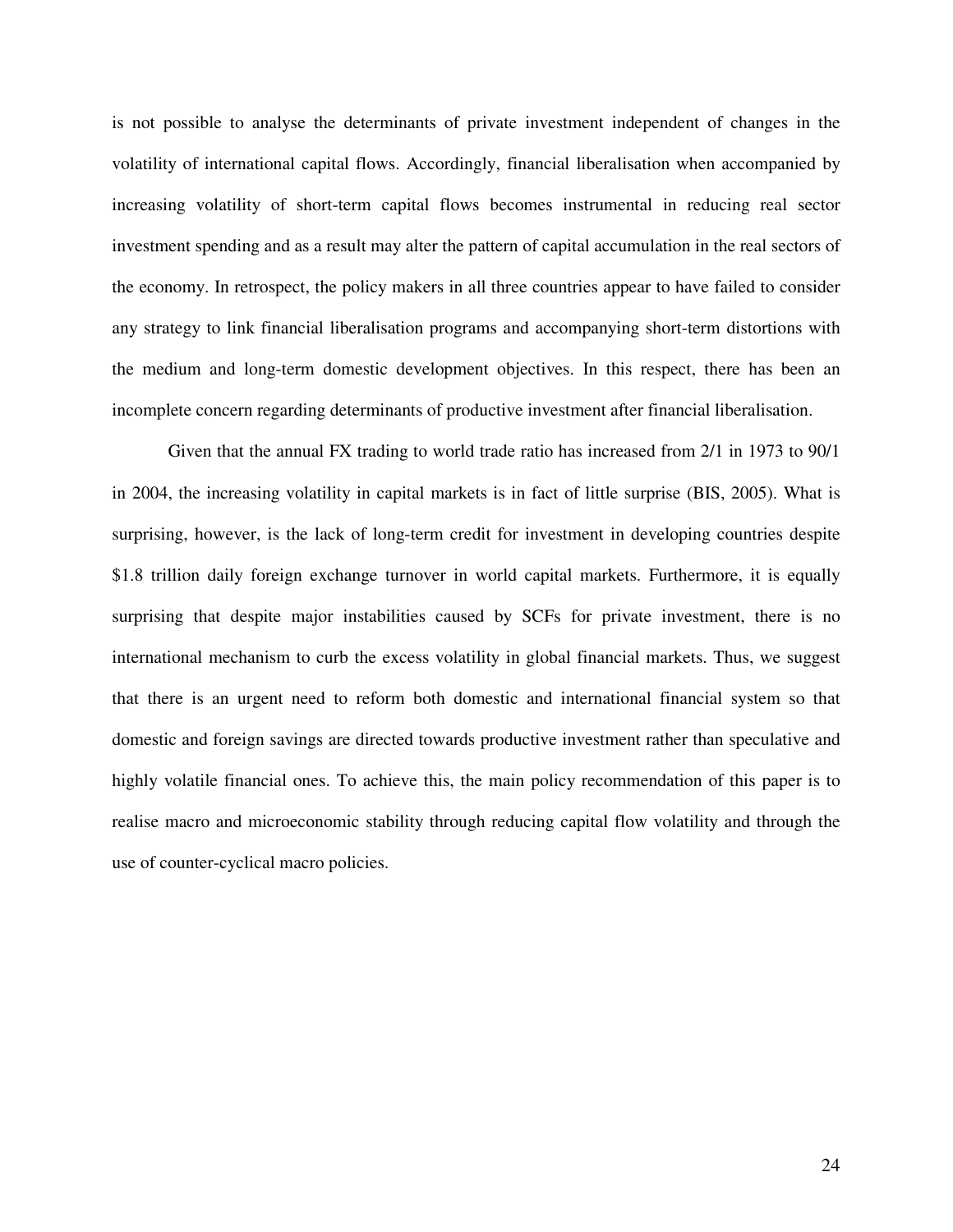is not possible to analyse the determinants of private investment independent of changes in the volatility of international capital flows. Accordingly, financial liberalisation when accompanied by increasing volatility of short-term capital flows becomes instrumental in reducing real sector investment spending and as a result may alter the pattern of capital accumulation in the real sectors of the economy. In retrospect, the policy makers in all three countries appear to have failed to consider any strategy to link financial liberalisation programs and accompanying short-term distortions with the medium and long-term domestic development objectives. In this respect, there has been an incomplete concern regarding determinants of productive investment after financial liberalisation.

Given that the annual FX trading to world trade ratio has increased from 2/1 in 1973 to 90/1 in 2004, the increasing volatility in capital markets is in fact of little surprise (BIS, 2005). What is surprising, however, is the lack of long-term credit for investment in developing countries despite $1.8 trillion daily foreign exchange turnover in world capital markets. Furthermore, it is equally surprising that despite major instabilities caused by SCFs for private investment, there is no international mechanism to curb the excess volatility in global financial markets. Thus, we suggest that there is an urgent need to reform both domestic and international financial system so that domestic and foreign savings are directed towards productive investment rather than speculative and highly volatile financial ones. To achieve this, the main policy recommendation of this paper is to realise macro and microeconomic stability through reducing capital flow volatility and through the use of counter-cyclical macro policies.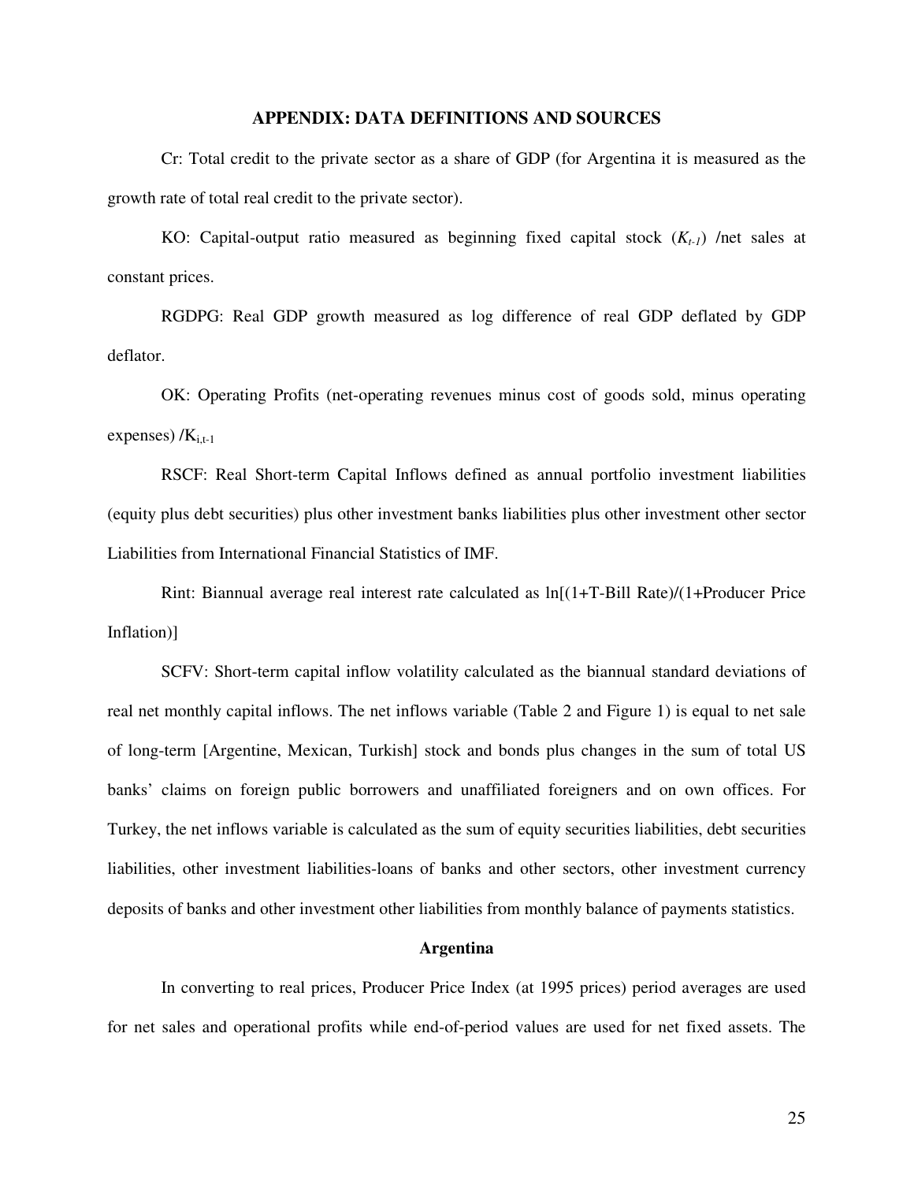## APPENDIX: DATA DEFINITIONS AND SOURCES

Cr: Total credit to the private sector as a share of GDP (for Argentina it is measured as the growth rate of total real credit to the private sector).

KO: Capital-output ratio measured as beginning fixed capital stock ($K_{t-1}$) /net sales at constant prices.

RGDPG: Real GDP growth measured as log difference of real GDP deflated by GDP deflator.

OK: Operating Profits (net-operating revenues minus cost of goods sold, minus operating expenses) /$K_{i,t-1}$

RSCF: Real Short-term Capital Inflows defined as annual portfolio investment liabilities (equity plus debt securities) plus other investment banks liabilities plus other investment other sector Liabilities from International Financial Statistics of IMF.

Rint: Biannual average real interest rate calculated as ln[(1+T-Bill Rate)/(1+Producer Price Inflation)]

SCFV: Short-term capital inflow volatility calculated as the biannual standard deviations of real net monthly capital inflows. The net inflows variable (Table 2 and Figure 1) is equal to net sale of long-term [Argentine, Mexican, Turkish] stock and bonds plus changes in the sum of total US banks' claims on foreign public borrowers and unaffiliated foreigners and on own offices. For Turkey, the net inflows variable is calculated as the sum of equity securities liabilities, debt securities liabilities, other investment liabilities-loans of banks and other sectors, other investment currency deposits of banks and other investment other liabilities from monthly balance of payments statistics.

### Argentina

In converting to real prices, Producer Price Index (at 1995 prices) period averages are used for net sales and operational profits while end-of-period values are used for net fixed assets. The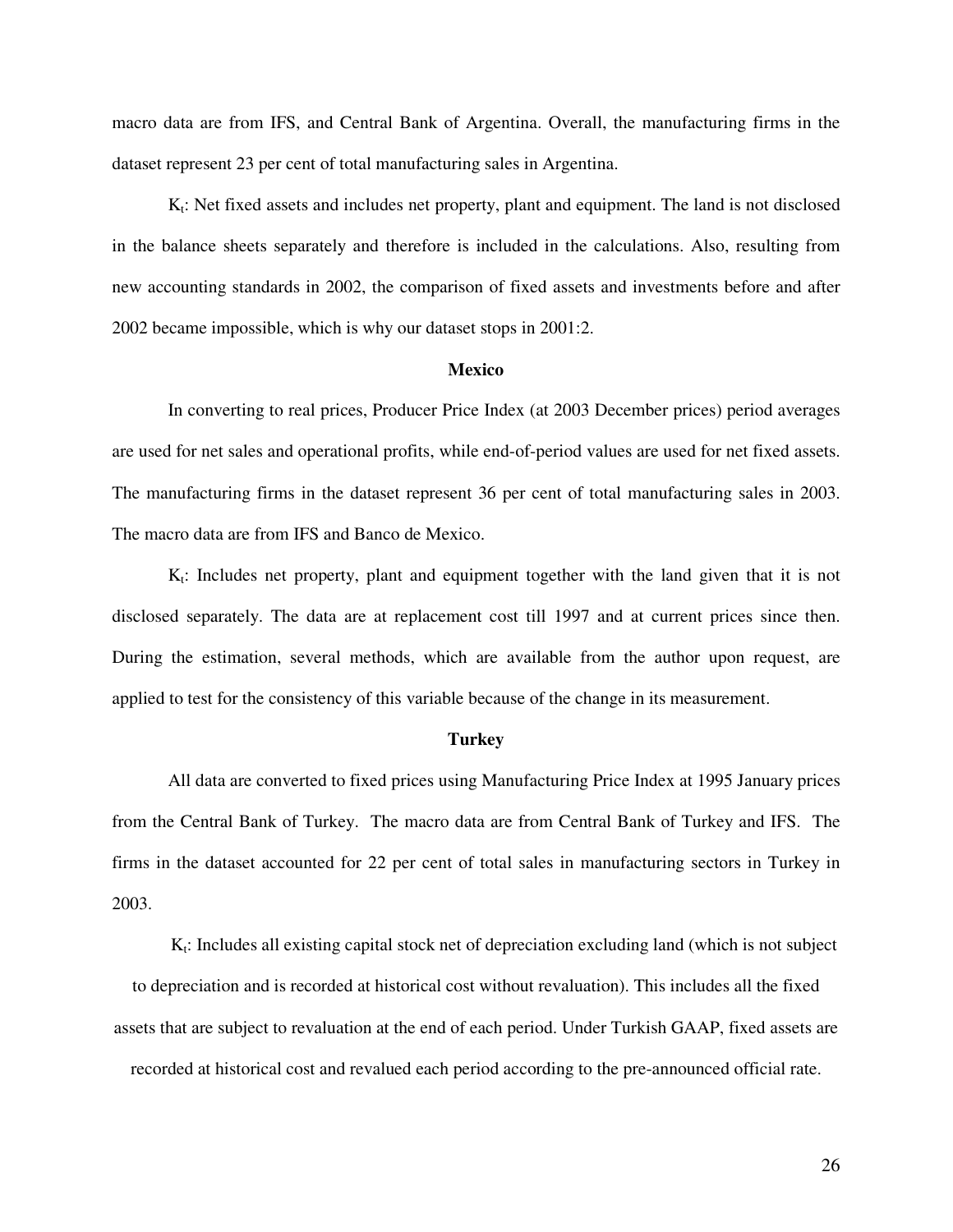macro data are from IFS, and Central Bank of Argentina. Overall, the manufacturing firms in the dataset represent 23 per cent of total manufacturing sales in Argentina.

$K_t$: Net fixed assets and includes net property, plant and equipment. The land is not disclosed in the balance sheets separately and therefore is included in the calculations. Also, resulting from new accounting standards in 2002, the comparison of fixed assets and investments before and after 2002 became impossible, which is why our dataset stops in 2001:2.

**Mexico**

In converting to real prices, Producer Price Index (at 2003 December prices) period averages are used for net sales and operational profits, while end-of-period values are used for net fixed assets. The manufacturing firms in the dataset represent 36 per cent of total manufacturing sales in 2003. The macro data are from IFS and Banco de Mexico.

$K_t$: Includes net property, plant and equipment together with the land given that it is not disclosed separately. The data are at replacement cost till 1997 and at current prices since then. During the estimation, several methods, which are available from the author upon request, are applied to test for the consistency of this variable because of the change in its measurement.

**Turkey**

All data are converted to fixed prices using Manufacturing Price Index at 1995 January prices from the Central Bank of Turkey. The macro data are from Central Bank of Turkey and IFS. The firms in the dataset accounted for 22 per cent of total sales in manufacturing sectors in Turkey in 2003.

$K_t$: Includes all existing capital stock net of depreciation excluding land (which is not subject to depreciation and is recorded at historical cost without revaluation). This includes all the fixed assets that are subject to revaluation at the end of each period. Under Turkish GAAP, fixed assets are recorded at historical cost and revalued each period according to the pre-announced official rate.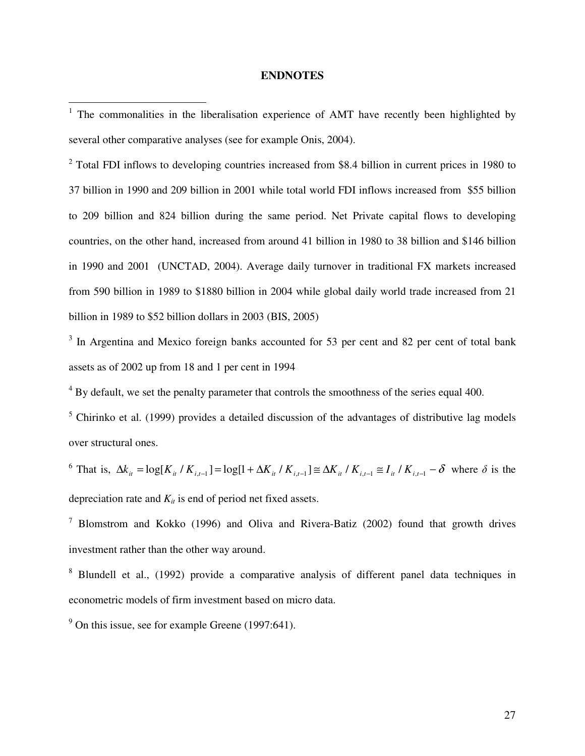## ENDNOTES

[1] The commonalities in the liberalisation experience of AMT have recently been highlighted by several other comparative analyses (see for example Onis, 2004).

[2] Total FDI inflows to developing countries increased from $8.4 billion in current prices in 1980 to 37 billion in 1990 and 209 billion in 2001 while total world FDI inflows increased from $55 billion to 209 billion and 824 billion during the same period. Net Private capital flows to developing countries, on the other hand, increased from around 41 billion in 1980 to 38 billion and $146 billion in 1990 and 2001 (UNCTAD, 2004). Average daily turnover in traditional FX markets increased from 590 billion in 1989 to $1880 billion in 2004 while global daily world trade increased from 21 billion in 1989 to $52 billion dollars in 2003 (BIS, 2005)

[3] In Argentina and Mexico foreign banks accounted for 53 per cent and 82 per cent of total bank assets as of 2002 up from 18 and 1 per cent in 1994

[4] By default, we set the penalty parameter that controls the smoothness of the series equal 400.

[5] Chirinko et al. (1999) provides a detailed discussion of the advantages of distributive lag models over structural ones.

[6] That is, $\Delta k_{it} = \log[K_{it} / K_{i,t-1}] = \log[1 + \Delta K_{it} / K_{i,t-1}] \cong \Delta K_{it} / K_{i,t-1} \cong I_{it} / K_{i,t-1} - \delta$ where $\delta$ is the depreciation rate and $K_{it}$ is end of period net fixed assets.

[7] Blomstrom and Kokko (1996) and Oliva and Rivera-Batiz (2002) found that growth drives investment rather than the other way around.

[8] Blundell et al., (1992) provide a comparative analysis of different panel data techniques in econometric models of firm investment based on micro data.

[9] On this issue, see for example Greene (1997:641).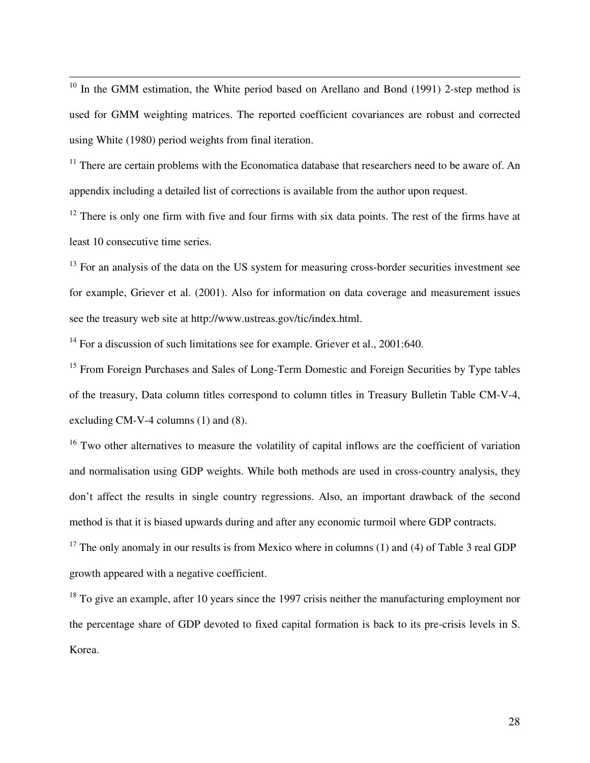[10] In the GMM estimation, the White period based on Arellano and Bond (1991) 2-step method is used for GMM weighting matrices. The reported coefficient covariances are robust and corrected using White (1980) period weights from final iteration.

[11] There are certain problems with the Economatica database that researchers need to be aware of. An appendix including a detailed list of corrections is available from the author upon request.

[12] There is only one firm with five and four firms with six data points. The rest of the firms have at least 10 consecutive time series.

[13] For an analysis of the data on the US system for measuring cross-border securities investment see for example, Griever et al. (2001). Also for information on data coverage and measurement issues see the treasury web site at http://www.ustreas.gov/tic/index.html.

[14] For a discussion of such limitations see for example. Griever et al., 2001:640.

[15] From Foreign Purchases and Sales of Long-Term Domestic and Foreign Securities by Type tables of the treasury, Data column titles correspond to column titles in Treasury Bulletin Table CM-V-4, excluding CM-V-4 columns (1) and (8).

[16] Two other alternatives to measure the volatility of capital inflows are the coefficient of variation and normalisation using GDP weights. While both methods are used in cross-country analysis, they don't affect the results in single country regressions. Also, an important drawback of the second method is that it is biased upwards during and after any economic turmoil where GDP contracts.

[17] The only anomaly in our results is from Mexico where in columns (1) and (4) of Table 3 real GDP growth appeared with a negative coefficient.

[18] To give an example, after 10 years since the 1997 crisis neither the manufacturing employment nor the percentage share of GDP devoted to fixed capital formation is back to its pre-crisis levels in S. Korea.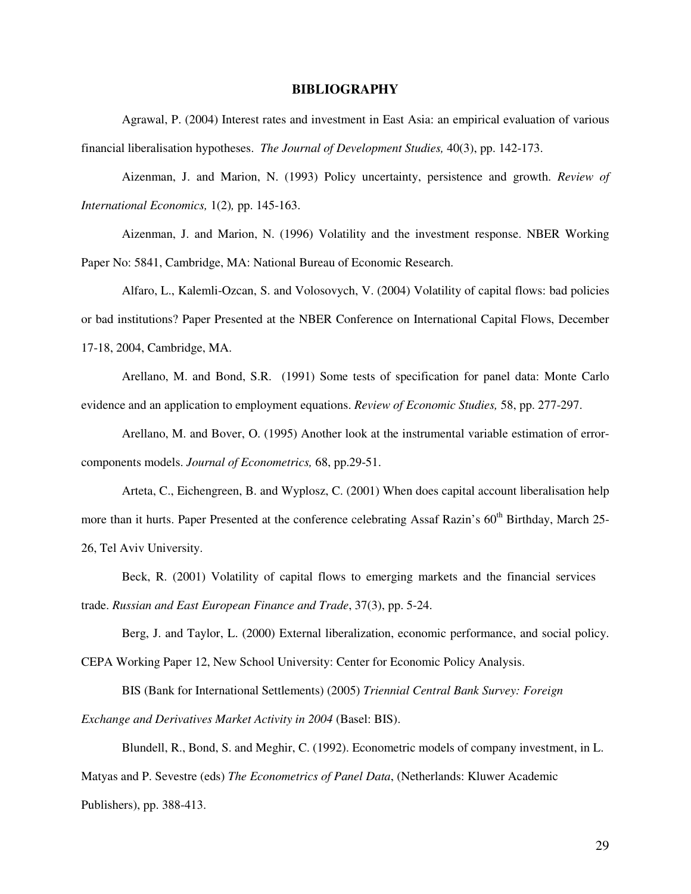## BIBLIOGRAPHY

Agrawal, P. (2004) Interest rates and investment in East Asia: an empirical evaluation of various financial liberalisation hypotheses. *The Journal of Development Studies,* 40(3), pp. 142-173.

Aizenman, J. and Marion, N. (1993) Policy uncertainty, persistence and growth. *Review of International Economics,* 1(2), pp. 145-163.

Aizenman, J. and Marion, N. (1996) Volatility and the investment response. NBER Working Paper No: 5841, Cambridge, MA: National Bureau of Economic Research.

Alfaro, L., Kalemli-Ozcan, S. and Volosovych, V. (2004) Volatility of capital flows: bad policies or bad institutions? Paper Presented at the NBER Conference on International Capital Flows, December 17-18, 2004, Cambridge, MA.

Arellano, M. and Bond, S.R. (1991) Some tests of specification for panel data: Monte Carlo evidence and an application to employment equations. *Review of Economic Studies,* 58, pp. 277-297.

Arellano, M. and Bover, O. (1995) Another look at the instrumental variable estimation of error-components models. *Journal of Econometrics,* 68, pp.29-51.

Arteta, C., Eichengreen, B. and Wyplosz, C. (2001) When does capital account liberalisation help more than it hurts. Paper Presented at the conference celebrating Assaf Razin's 60th Birthday, March 25-26, Tel Aviv University.

Beck, R. (2001) Volatility of capital flows to emerging markets and the financial services trade. *Russian and East European Finance and Trade*, 37(3), pp. 5-24.

Berg, J. and Taylor, L. (2000) External liberalization, economic performance, and social policy. CEPA Working Paper 12, New School University: Center for Economic Policy Analysis.

BIS (Bank for International Settlements) (2005) *Triennial Central Bank Survey: Foreign Exchange and Derivatives Market Activity in 2004* (Basel: BIS).

Blundell, R., Bond, S. and Meghir, C. (1992). Econometric models of company investment, in L. Matyas and P. Sevestre (eds) *The Econometrics of Panel Data*, (Netherlands: Kluwer Academic Publishers), pp. 388-413.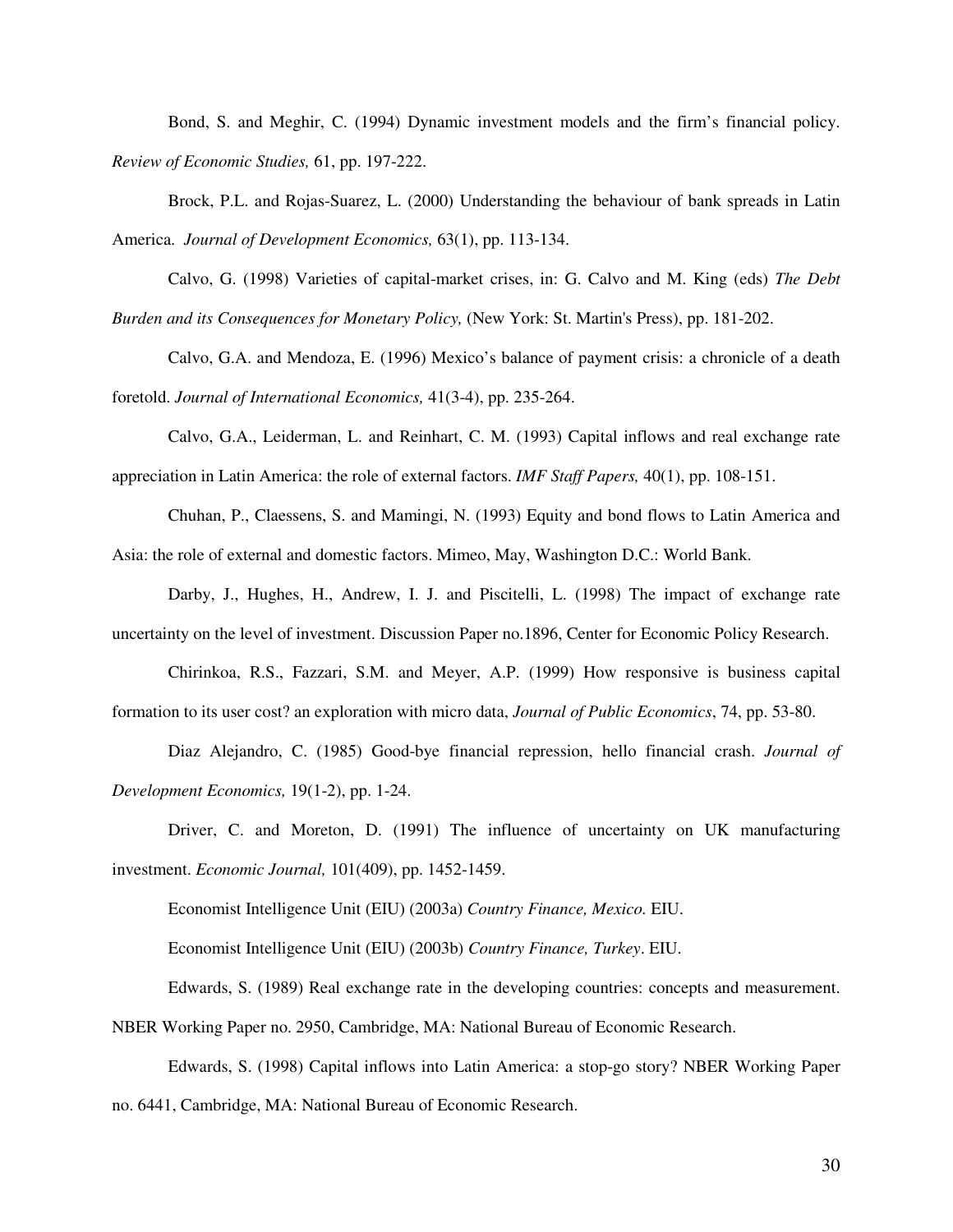Bond, S. and Meghir, C. (1994) Dynamic investment models and the firm's financial policy. *Review of Economic Studies,* 61, pp. 197-222.

Brock, P.L. and Rojas-Suarez, L. (2000) Understanding the behaviour of bank spreads in Latin America. *Journal of Development Economics,* 63(1), pp. 113-134.

Calvo, G. (1998) Varieties of capital-market crises, in: G. Calvo and M. King (eds) *The Debt Burden and its Consequences for Monetary Policy,* (New York: St. Martin's Press), pp. 181-202.

Calvo, G.A. and Mendoza, E. (1996) Mexico's balance of payment crisis: a chronicle of a death foretold. *Journal of International Economics,* 41(3-4), pp. 235-264.

Calvo, G.A., Leiderman, L. and Reinhart, C. M. (1993) Capital inflows and real exchange rate appreciation in Latin America: the role of external factors. *IMF Staff Papers,* 40(1), pp. 108-151.

Chuhan, P., Claessens, S. and Mamingi, N. (1993) Equity and bond flows to Latin America and Asia: the role of external and domestic factors. Mimeo, May, Washington D.C.: World Bank.

Darby, J., Hughes, H., Andrew, I. J. and Piscitelli, L. (1998) The impact of exchange rate uncertainty on the level of investment. Discussion Paper no.1896, Center for Economic Policy Research.

Chirinkoa, R.S., Fazzari, S.M. and Meyer, A.P. (1999) How responsive is business capital formation to its user cost? an exploration with micro data, *Journal of Public Economics*, 74, pp. 53-80.

Diaz Alejandro, C. (1985) Good-bye financial repression, hello financial crash. *Journal of Development Economics,* 19(1-2), pp. 1-24.

Driver, C. and Moreton, D. (1991) The influence of uncertainty on UK manufacturing investment. *Economic Journal,* 101(409), pp. 1452-1459.

Economist Intelligence Unit (EIU) (2003a) *Country Finance, Mexico.* EIU.

Economist Intelligence Unit (EIU) (2003b) *Country Finance, Turkey*. EIU.

Edwards, S. (1989) Real exchange rate in the developing countries: concepts and measurement. NBER Working Paper no. 2950, Cambridge, MA: National Bureau of Economic Research.

Edwards, S. (1998) Capital inflows into Latin America: a stop-go story? NBER Working Paper no. 6441, Cambridge, MA: National Bureau of Economic Research.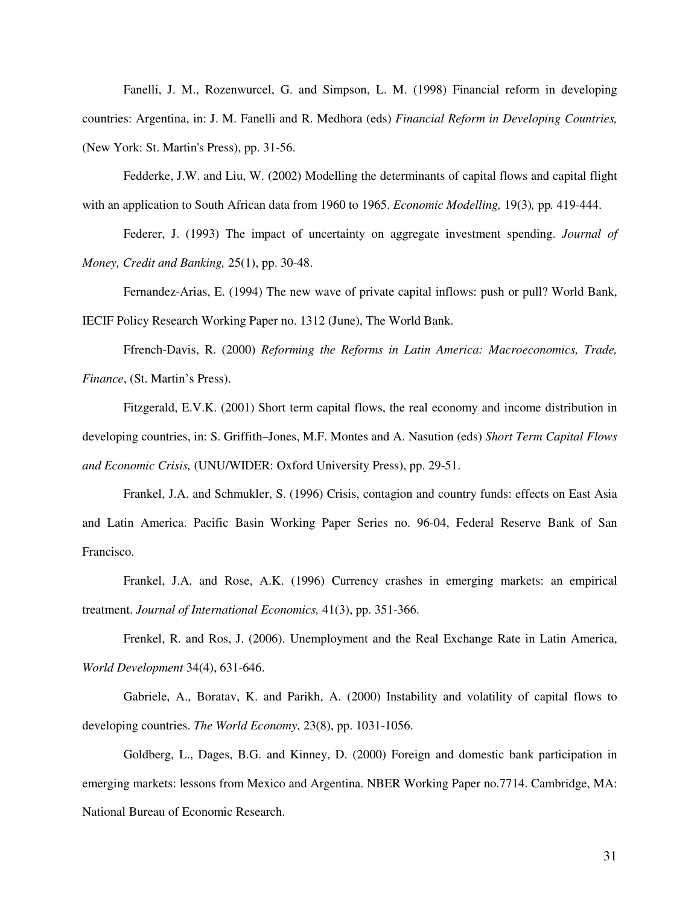Fanelli, J. M., Rozenwurcel, G. and Simpson, L. M. (1998) Financial reform in developing countries: Argentina, in: J. M. Fanelli and R. Medhora (eds) *Financial Reform in Developing Countries,* (New York: St. Martin's Press), pp. 31-56.

Fedderke, J.W. and Liu, W. (2002) Modelling the determinants of capital flows and capital flight with an application to South African data from 1960 to 1965. *Economic Modelling,* 19(3)*,* pp*.* 419-444.

Federer, J. (1993) The impact of uncertainty on aggregate investment spending. *Journal of Money, Credit and Banking,* 25(1), pp. 30-48.

Fernandez-Arias, E. (1994) The new wave of private capital inflows: push or pull? World Bank, IECIF Policy Research Working Paper no. 1312 (June), The World Bank.

Ffrench-Davis, R. (2000) *Reforming the Reforms in Latin America: Macroeconomics, Trade, Finance*, (St. Martin's Press).

Fitzgerald, E.V.K. (2001) Short term capital flows, the real economy and income distribution in developing countries, in: S. Griffith–Jones, M.F. Montes and A. Nasution (eds) *Short Term Capital Flows and Economic Crisis,* (UNU/WIDER: Oxford University Press), pp. 29-51.

Frankel, J.A. and Schmukler, S. (1996) Crisis, contagion and country funds: effects on East Asia and Latin America. Pacific Basin Working Paper Series no. 96-04, Federal Reserve Bank of San Francisco.

Frankel, J.A. and Rose, A.K. (1996) Currency crashes in emerging markets: an empirical treatment. *Journal of International Economics,* 41(3), pp. 351-366.

Frenkel, R. and Ros, J. (2006). Unemployment and the Real Exchange Rate in Latin America, *World Development* 34(4), 631-646.

Gabriele, A., Boratav, K. and Parikh, A. (2000) Instability and volatility of capital flows to developing countries. *The World Economy*, 23(8), pp. 1031-1056.

Goldberg, L., Dages, B.G. and Kinney, D. (2000) Foreign and domestic bank participation in emerging markets: lessons from Mexico and Argentina. NBER Working Paper no.7714. Cambridge, MA: National Bureau of Economic Research.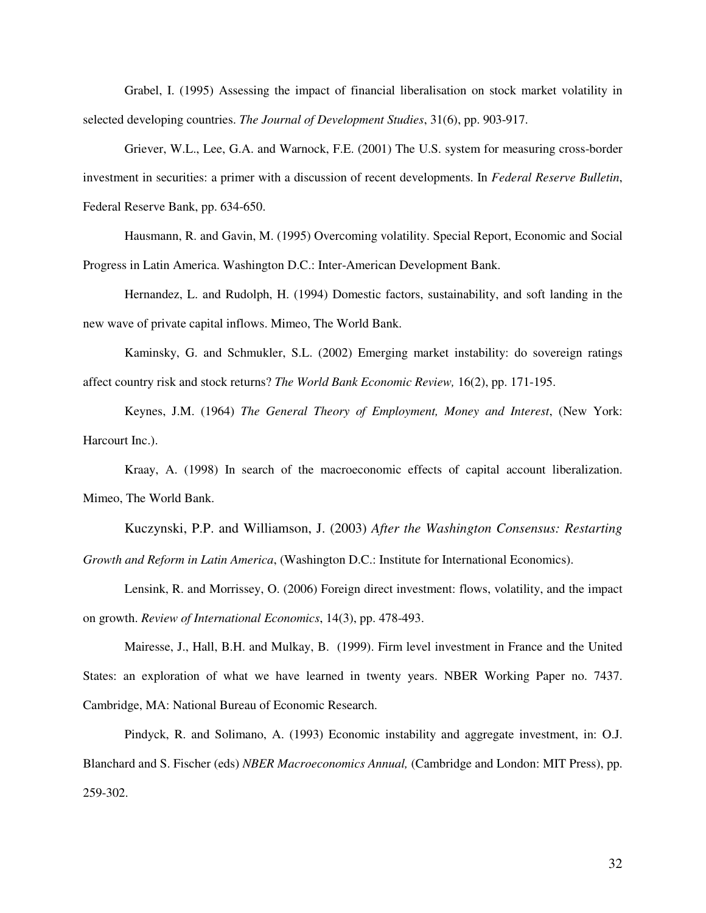Grabel, I. (1995) Assessing the impact of financial liberalisation on stock market volatility in selected developing countries. *The Journal of Development Studies*, 31(6), pp. 903-917.

Griever, W.L., Lee, G.A. and Warnock, F.E. (2001) The U.S. system for measuring cross-border investment in securities: a primer with a discussion of recent developments. In *Federal Reserve Bulletin*, Federal Reserve Bank, pp. 634-650.

Hausmann, R. and Gavin, M. (1995) Overcoming volatility. Special Report, Economic and Social Progress in Latin America. Washington D.C.: Inter-American Development Bank.

Hernandez, L. and Rudolph, H. (1994) Domestic factors, sustainability, and soft landing in the new wave of private capital inflows. Mimeo, The World Bank.

Kaminsky, G. and Schmukler, S.L. (2002) Emerging market instability: do sovereign ratings affect country risk and stock returns? *The World Bank Economic Review,* 16(2), pp. 171-195.

Keynes, J.M. (1964) *The General Theory of Employment, Money and Interest*, (New York: Harcourt Inc.).

Kraay, A. (1998) In search of the macroeconomic effects of capital account liberalization. Mimeo, The World Bank.

Kuczynski, P.P. and Williamson, J. (2003) *After the Washington Consensus: Restarting Growth and Reform in Latin America*, (Washington D.C.: Institute for International Economics).

Lensink, R. and Morrissey, O. (2006) Foreign direct investment: flows, volatility, and the impact on growth. *Review of International Economics*, 14(3), pp. 478-493.

Mairesse, J., Hall, B.H. and Mulkay, B. (1999). Firm level investment in France and the United States: an exploration of what we have learned in twenty years. NBER Working Paper no. 7437. Cambridge, MA: National Bureau of Economic Research.

Pindyck, R. and Solimano, A. (1993) Economic instability and aggregate investment, in: O.J. Blanchard and S. Fischer (eds) *NBER Macroeconomics Annual,* (Cambridge and London: MIT Press), pp. 259-302.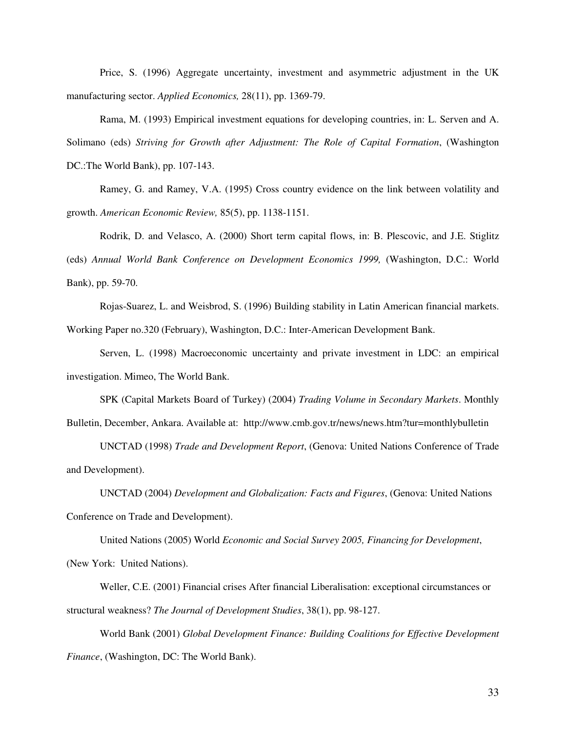Price, S. (1996) Aggregate uncertainty, investment and asymmetric adjustment in the UK manufacturing sector. *Applied Economics,* 28(11), pp. 1369-79.

Rama, M. (1993) Empirical investment equations for developing countries, in: L. Serven and A. Solimano (eds) *Striving for Growth after Adjustment: The Role of Capital Formation*, (Washington DC.:The World Bank), pp. 107-143.

Ramey, G. and Ramey, V.A. (1995) Cross country evidence on the link between volatility and growth. *American Economic Review,* 85(5), pp. 1138-1151.

Rodrik, D. and Velasco, A. (2000) Short term capital flows, in: B. Plescovic, and J.E. Stiglitz (eds) *Annual World Bank Conference on Development Economics 1999,* (Washington, D.C.: World Bank), pp. 59-70.

Rojas-Suarez, L. and Weisbrod, S. (1996) Building stability in Latin American financial markets. Working Paper no.320 (February), Washington, D.C.: Inter-American Development Bank.

Serven, L. (1998) Macroeconomic uncertainty and private investment in LDC: an empirical investigation. Mimeo, The World Bank.

SPK (Capital Markets Board of Turkey) (2004) *Trading Volume in Secondary Markets*. Monthly Bulletin, December, Ankara. Available at: http://www.cmb.gov.tr/news/news.htm?tur=monthlybulletin

UNCTAD (1998) *Trade and Development Report*, (Genova: United Nations Conference of Trade and Development).

UNCTAD (2004) *Development and Globalization: Facts and Figures*, (Genova: United Nations Conference on Trade and Development).

United Nations (2005) World *Economic and Social Survey 2005, Financing for Development*, (New York: United Nations).

Weller, C.E. (2001) Financial crises After financial Liberalisation: exceptional circumstances or structural weakness? *The Journal of Development Studies*, 38(1), pp. 98-127.

World Bank (2001) *Global Development Finance: Building Coalitions for Effective Development Finance*, (Washington, DC: The World Bank).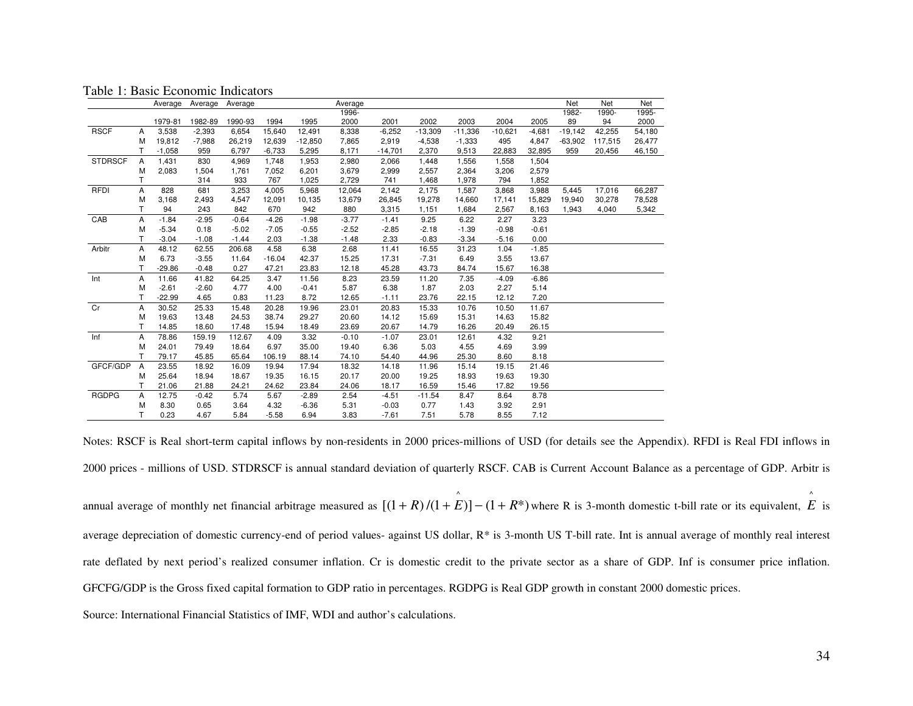Table 1: Basic Economic Indicators

| | | Average 1979-81 | Average 1982-89 | Average 1990-93 | 1994 | 1995 | Average 1996-2000 | 2001 | 2002 | 2003 | 2004 | 2005 | Net 1982-89 | Net 1990-94 | Net 1995-2000 |
|---|---|---|---|---|---|---|---|---|---|---|---|---|---|---|---|
| RSCF | A | 3,538 | -2,393 | 6,654 | 15,640 | 12,491 | 8,338 | -6,252 | -13,309 | -11,336 | -10,621 | -4,681 | -19,142 | 42,255 | 54,180 |
| | M | 19,812 | -7,988 | 26,219 | 12,639 | -12,850 | 7,865 | 2,919 | -4,538 | -1,333 | 495 | 4,847 | -63,902 | 117,515 | 26,477 |
| | T | -1,058 | 959 | 6,797 | -6,733 | 5,295 | 8,171 | -14,701 | 2,370 | 9,513 | 22,883 | 32,895 | 959 | 20,456 | 46,150 |
| STDRSCF | A | 1,431 | 830 | 4,969 | 1,748 | 1,953 | 2,980 | 2,066 | 1,448 | 1,556 | 1,558 | 1,504 | | | |
| | M | 2,083 | 1,504 | 1,761 | 7,052 | 6,201 | 3,679 | 2,999 | 2,557 | 2,364 | 3,206 | 2,579 | | | |
| | T | | 314 | 933 | 767 | 1,025 | 2,729 | 741 | 1,468 | 1,978 | 794 | 1,852 | | | |
| RFDI | A | 828 | 681 | 3,253 | 4,005 | 5,968 | 12,064 | 2,142 | 2,175 | 1,587 | 3,868 | 3,988 | 5,445 | 17,016 | 66,287 |
| | M | 3,168 | 2,493 | 4,547 | 12,091 | 10,135 | 13,679 | 26,845 | 19,278 | 14,660 | 17,141 | 15,829 | 19,940 | 30,278 | 78,528 |
| | T | 94 | 243 | 842 | 670 | 942 | 880 | 3,315 | 1,151 | 1,684 | 2,567 | 8,163 | 1,943 | 4,040 | 5,342 |
| CAB | A | -1.84 | -2.95 | -0.64 | -4.26 | -1.98 | -3.77 | -1.41 | 9.25 | 6.22 | 2.27 | 3.23 | | | |
| | M | -5.34 | 0.18 | -5.02 | -7.05 | -0.55 | -2.52 | -2.85 | -2.18 | -1.39 | -0.98 | -0.61 | | | |
| | T | -3.04 | -1.08 | -1.44 | 2.03 | -1.38 | -1.48 | 2.33 | -0.83 | -3.34 | -5.16 | 0.00 | | | |
| Arbitr | A | 48.12 | 62.55 | 206.68 | 4.58 | 6.38 | 2.68 | 11.41 | 16.55 | 31.23 | 1.04 | -1.85 | | | |
| | M | 6.73 | -3.55 | 11.64 | -16.04 | 42.37 | 15.25 | 17.31 | -7.31 | 6.49 | 3.55 | 13.67 | | | |
| | T | -29.86 | -0.48 | 0.27 | 47.21 | 23.83 | 12.18 | 45.28 | 43.73 | 84.74 | 15.67 | 16.38 | | | |
| Int | A | 11.66 | 41.82 | 64.25 | 3.47 | 11.56 | 8.23 | 23.59 | 11.20 | 7.35 | -4.09 | -6.86 | | | |
| | M | -2.61 | -2.60 | 4.77 | 4.00 | -0.41 | 5.87 | 6.38 | 1.87 | 2.03 | 2.27 | 5.14 | | | |
| | T | -22.99 | 4.65 | 0.83 | 11.23 | 8.72 | 12.65 | -1.11 | 23.76 | 22.15 | 12.12 | 7.20 | | | |
| Cr | A | 30.52 | 25.33 | 15.48 | 20.28 | 19.96 | 23.01 | 20.83 | 15.33 | 10.76 | 10.50 | 11.67 | | | |
| | M | 19.63 | 13.48 | 24.53 | 38.74 | 29.27 | 20.60 | 14.12 | 15.69 | 15.31 | 14.63 | 15.82 | | | |
| | T | 14.85 | 18.60 | 17.48 | 15.94 | 18.49 | 23.69 | 20.67 | 14.79 | 16.26 | 20.49 | 26.15 | | | |
| Inf | A | 78.86 | 159.19 | 112.67 | 4.09 | 3.32 | -0.10 | -1.07 | 23.01 | 12.61 | 4.32 | 9.21 | | | |
| | M | 24.01 | 79.49 | 18.64 | 6.97 | 35.00 | 19.40 | 6.36 | 5.03 | 4.55 | 4.69 | 3.99 | | | |
| | T | 79.17 | 45.85 | 65.64 | 106.19 | 88.14 | 74.10 | 54.40 | 44.96 | 25.30 | 8.60 | 8.18 | | | |
| GFCF/GDP | A | 23.55 | 18.92 | 16.09 | 19.94 | 17.94 | 18.32 | 14.18 | 11.96 | 15.14 | 19.15 | 21.46 | | | |
| | M | 25.64 | 18.94 | 18.67 | 19.35 | 16.15 | 20.17 | 20.00 | 19.25 | 18.93 | 19.63 | 19.30 | | | |
| | T | 21.06 | 21.88 | 24.21 | 24.62 | 23.84 | 24.06 | 18.17 | 16.59 | 15.46 | 17.82 | 19.56 | | | |
| RGDPG | A | 12.75 | -0.42 | 5.74 | 5.67 | -2.89 | 2.54 | -4.51 | -11.54 | 8.47 | 8.64 | 8.78 | | | |
| | M | 8.30 | 0.65 | 3.64 | 4.32 | -6.36 | 5.31 | -0.03 | 0.77 | 1.43 | 3.92 | 2.91 | | | |
| | T | 0.23 | 4.67 | 5.84 | -5.58 | 6.94 | 3.83 | -7.61 | 7.51 | 5.78 | 8.55 | 7.12 | | | |

Notes: RSCF is Real short-term capital inflows by non-residents in 2000 prices-millions of USD (for details see the Appendix). RFDI is Real FDI inflows in 2000 prices - millions of USD. STDRSCF is annual standard deviation of quarterly RSCF. CAB is Current Account Balance as a percentage of GDP. Arbitr is annual average of monthly net financial arbitrage measured as $[(1+R)/(1+\hat{E})]-(1+R^*)$ where R is 3-month domestic t-bill rate or its equivalent, $\hat{E}$ is average depreciation of domestic currency-end of period values- against US dollar, R* is 3-month US T-bill rate. Int is annual average of monthly real interest rate deflated by next period's realized consumer inflation. Cr is domestic credit to the private sector as a share of GDP. Inf is consumer price inflation. GFCFG/GDP is the Gross fixed capital formation to GDP ratio in percentages. RGDPG is Real GDP growth in constant 2000 domestic prices.

Source: International Financial Statistics of IMF, WDI and author's calculations.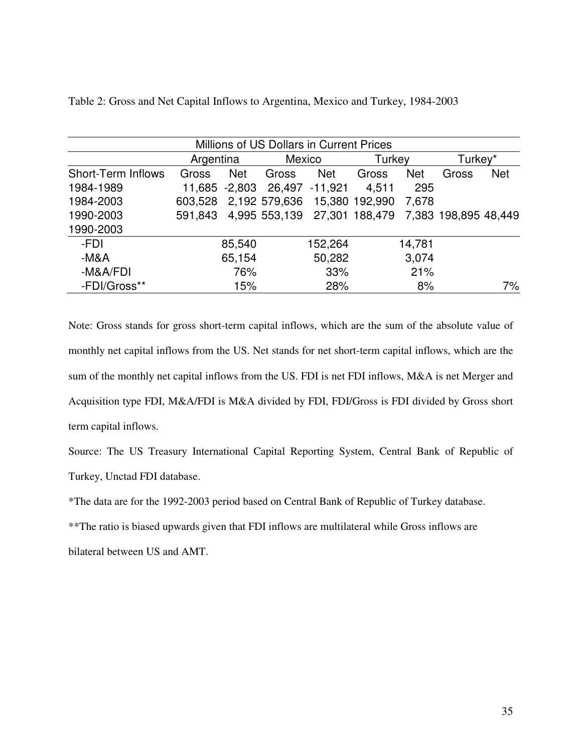Table 2: Gross and Net Capital Inflows to Argentina, Mexico and Turkey, 1984-2003

| Millions of US Dollars in Current Prices | | | | | | | | |
|---|---|---|---|---|---|---|---|---|
| | Argentina | | Mexico | | Turkey | | Turkey* | |
| Short-Term Inflows | Gross | Net | Gross | Net | Gross | Net | Gross | Net |
| 1984-1989 | 11,685 | -2,803 | 26,497 | -11,921 | 4,511 | 295 | | |
| 1984-2003 | 603,528 | 2,192 | 579,636 | 15,380 | 192,990 | 7,678 | | |
| 1990-2003 | 591,843 | 4,995 | 553,139 | 27,301 | 188,479 | 7,383 | 198,895 | 48,449 |
| 1990-2003 | | | | | | | | |
| -FDI | | 85,540 | | 152,264 | | 14,781 | | |
| -M&A | | 65,154 | | 50,282 | | 3,074 | | |
| -M&A/FDI | | 76% | | 33% | | 21% | | |
| -FDI/Gross** | | 15% | | 28% | | 8% | | 7% |

Note: Gross stands for gross short-term capital inflows, which are the sum of the absolute value of monthly net capital inflows from the US. Net stands for net short-term capital inflows, which are the sum of the monthly net capital inflows from the US. FDI is net FDI inflows, M&A is net Merger and Acquisition type FDI, M&A/FDI is M&A divided by FDI, FDI/Gross is FDI divided by Gross short term capital inflows.

Source: The US Treasury International Capital Reporting System, Central Bank of Republic of Turkey, Unctad FDI database.

*The data are for the 1992-2003 period based on Central Bank of Republic of Turkey database.

**The ratio is biased upwards given that FDI inflows are multilateral while Gross inflows are bilateral between US and AMT.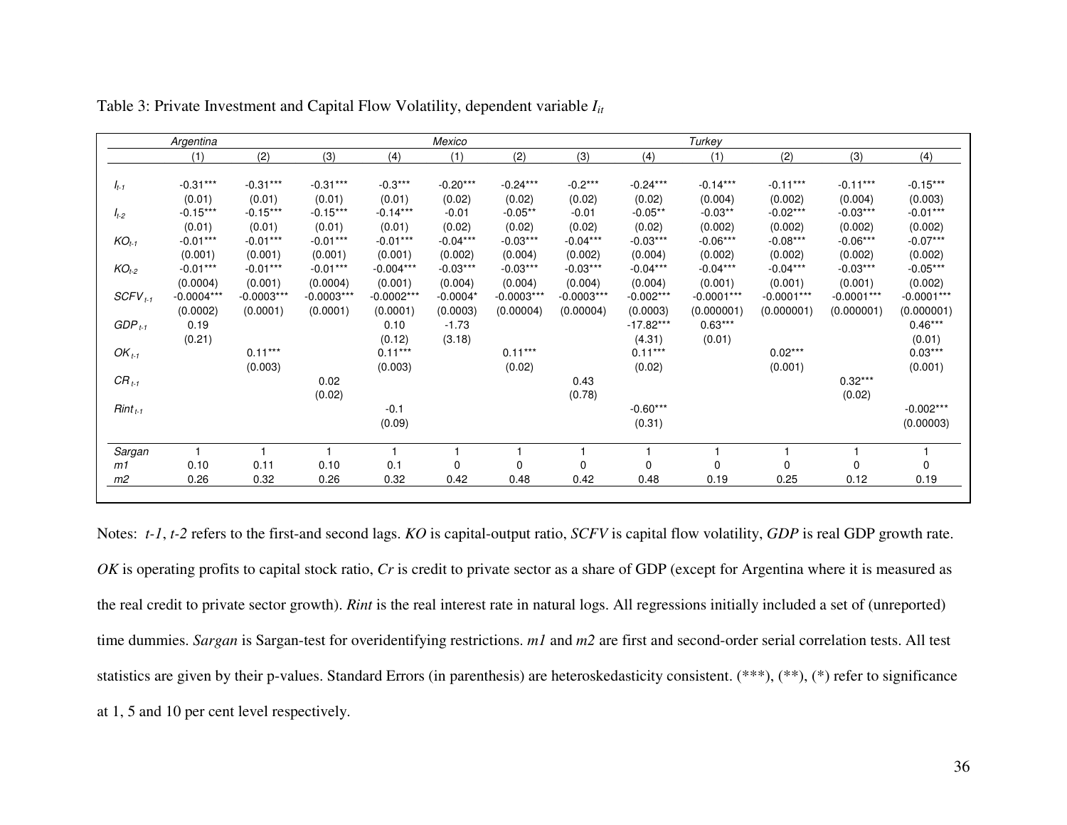Table 3: Private Investment and Capital Flow Volatility, dependent variable $I_{it}$

| | Argentina | | | | Mexico | | | | Turkey | | | |
|---|---|---|---|---|---|---|---|---|---|---|---|---|
| | (1) | (2) | (3) | (4) | (1) | (2) | (3) | (4) | (1) | (2) | (3) | (4) |
| $I_{t-1}$ | -0.31*** | -0.31*** | -0.31*** | -0.3*** | -0.20*** | -0.24*** | -0.2*** | -0.24*** | -0.14*** | -0.11*** | -0.11*** | -0.15*** |
| | (0.01) | (0.01) | (0.01) | (0.01) | (0.02) | (0.02) | (0.02) | (0.02) | (0.004) | (0.002) | (0.004) | (0.003) |
| $I_{t-2}$ | -0.15*** | -0.15*** | -0.15*** | -0.14*** | -0.01 | -0.05** | -0.01 | -0.05** | -0.03** | -0.02*** | -0.03*** | -0.01*** |
| | (0.01) | (0.01) | (0.01) | (0.01) | (0.02) | (0.02) | (0.02) | (0.02) | (0.002) | (0.002) | (0.002) | (0.002) |
| $KO_{t-1}$ | -0.01*** | -0.01*** | -0.01*** | -0.01*** | -0.04*** | -0.03*** | -0.04*** | -0.03*** | -0.06*** | -0.08*** | -0.06*** | -0.07*** |
| | (0.001) | (0.001) | (0.001) | (0.001) | (0.002) | (0.004) | (0.002) | (0.004) | (0.002) | (0.002) | (0.002) | (0.002) |
| $KO_{t-2}$ | -0.01*** | -0.01*** | -0.01*** | -0.004*** | -0.03*** | -0.03*** | -0.03*** | -0.04*** | -0.04*** | -0.04*** | -0.03*** | -0.05*** |
| | (0.0004) | (0.001) | (0.0004) | (0.001) | (0.004) | (0.004) | (0.004) | (0.004) | (0.001) | (0.001) | (0.001) | (0.002) |
| $SCFV_{t-1}$ | -0.0004*** | -0.0003*** | -0.0003*** | -0.0002*** | -0.0004* | -0.0003*** | -0.0003*** | -0.002*** | -0.0001*** | -0.0001*** | -0.0001*** | -0.0001*** |
| | (0.0002) | (0.0001) | (0.0001) | (0.0001) | (0.0003) | (0.00004) | (0.00004) | (0.0003) | (0.000001) | (0.000001) | (0.000001) | (0.000001) |
| $GDP_{t-1}$ | 0.19 | | | 0.10 | -1.73 | | | -17.82*** | 0.63*** | | | 0.46*** |
| | (0.21) | | | (0.12) | (3.18) | | | (4.31) | (0.01) | | | (0.01) |
| $OK_{t-1}$ | | 0.11*** | | 0.11*** | | 0.11*** | | 0.11*** | | 0.02*** | | 0.03*** |
| | | (0.003) | | (0.003) | | (0.02) | | (0.02) | | (0.001) | | (0.001) |
| $CR_{t-1}$ | | | 0.02 | | | | 0.43 | | | | 0.32*** | |
| | | | (0.02) | | | | (0.78) | | | | (0.02) | |
| $Rint_{t-1}$ | | | | -0.1 | | | | -0.60*** | | | | -0.002*** |
| | | | | (0.09) | | | | (0.31) | | | | (0.00003) |
| Sargan | 1 | 1 | 1 | 1 | 1 | 1 | 1 | 1 | 1 | 1 | 1 | 1 |
| m1 | 0.10 | 0.11 | 0.10 | 0.1 | 0 | 0 | 0 | 0 | 0 | 0 | 0 | 0 |
| m2 | 0.26 | 0.32 | 0.26 | 0.32 | 0.42 | 0.48 | 0.42 | 0.48 | 0.19 | 0.25 | 0.12 | 0.19 |

Notes: *t-1*, *t-2* refers to the first-and second lags. *KO* is capital-output ratio, *SCFV* is capital flow volatility, *GDP* is real GDP growth rate. *OK* is operating profits to capital stock ratio, *Cr* is credit to private sector as a share of GDP (except for Argentina where it is measured as the real credit to private sector growth). *Rint* is the real interest rate in natural logs. All regressions initially included a set of (unreported) time dummies. *Sargan* is Sargan-test for overidentifying restrictions. *m1* and *m2* are first and second-order serial correlation tests. All test statistics are given by their p-values. Standard Errors (in parenthesis) are heteroskedasticity consistent. (***), (**), (*) refer to significance at 1, 5 and 10 per cent level respectively.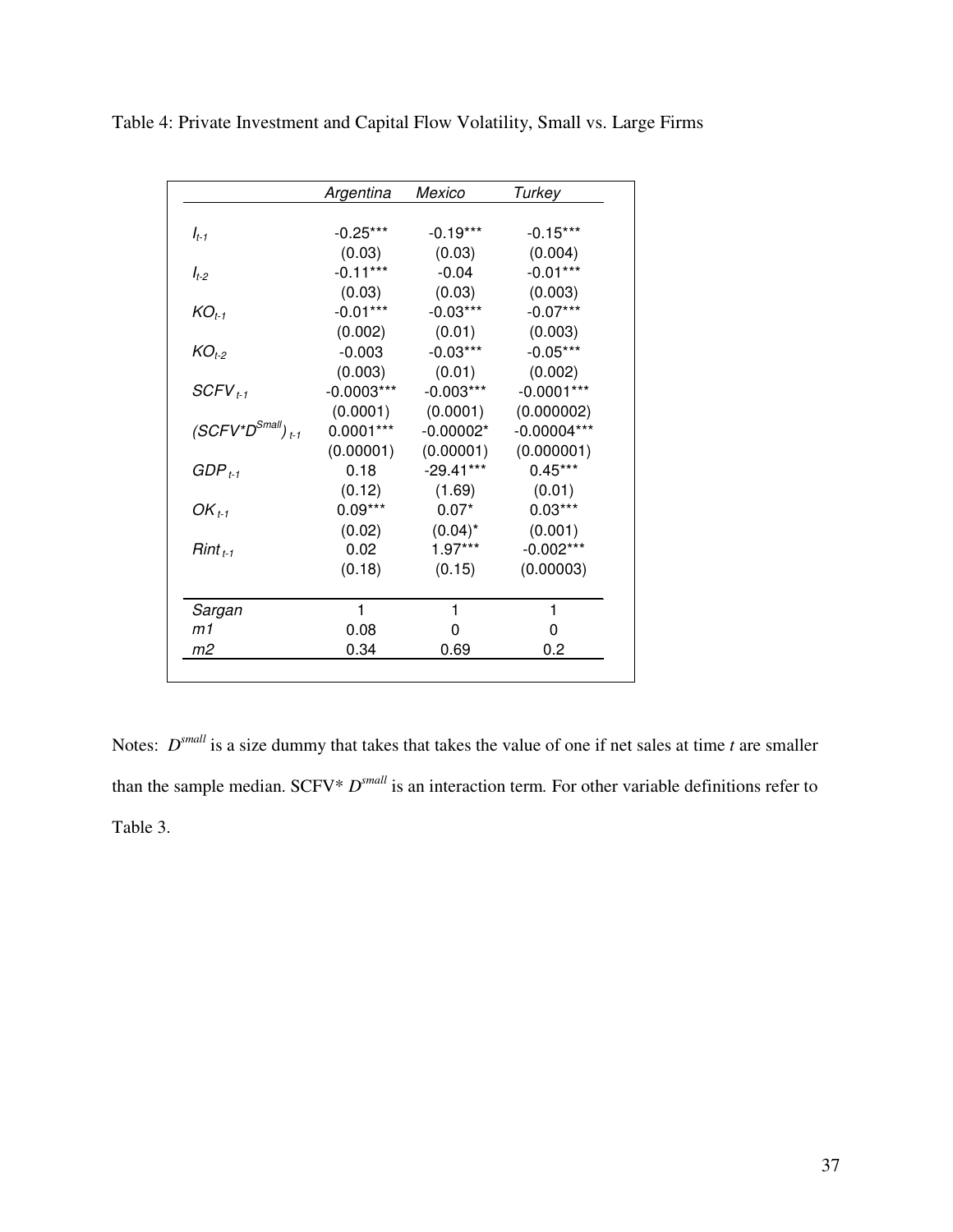Table 4: Private Investment and Capital Flow Volatility, Small vs. Large Firms

| | *Argentina* | *Mexico* | *Turkey* |
|---|---|---|---|
| $I_{t-1}$ | -0.25*** | -0.19*** | -0.15*** |
| | (0.03) | (0.03) | (0.004) |
| $I_{t-2}$ | -0.11*** | -0.04 | -0.01*** |
| | (0.03) | (0.03) | (0.003) |
| $KO_{t-1}$ | -0.01*** | -0.03*** | -0.07*** |
| | (0.002) | (0.01) | (0.003) |
| $KO_{t-2}$ | -0.003 | -0.03*** | -0.05*** |
| | (0.003) | (0.01) | (0.002) |
| $SCFV_{t-1}$ | -0.0003*** | -0.003*** | -0.0001*** |
| | (0.0001) | (0.0001) | (0.000002) |
| $(SCFV{*}D^{Small})_{t-1}$ | 0.0001*** | -0.00002* | -0.00004*** |
| | (0.00001) | (0.00001) | (0.000001) |
| $GDP_{t-1}$ | 0.18 | -29.41*** | 0.45*** |
| | (0.12) | (1.69) | (0.01) |
| $OK_{t-1}$ | 0.09*** | 0.07* | 0.03*** |
| | (0.02) | (0.04)* | (0.001) |
| $Rint_{t-1}$ | 0.02 | 1.97*** | -0.002*** |
| | (0.18) | (0.15) | (0.00003) |
| *Sargan* | 1 | 1 | 1 |
| *m1* | 0.08 | 0 | 0 |
| *m2* | 0.34 | 0.69 | 0.2 |

Notes: $D^{small}$ is a size dummy that takes that takes the value of one if net sales at time $t$ are smaller than the sample median. SCFV* $D^{small}$ is an interaction term. For other variable definitions refer to Table 3.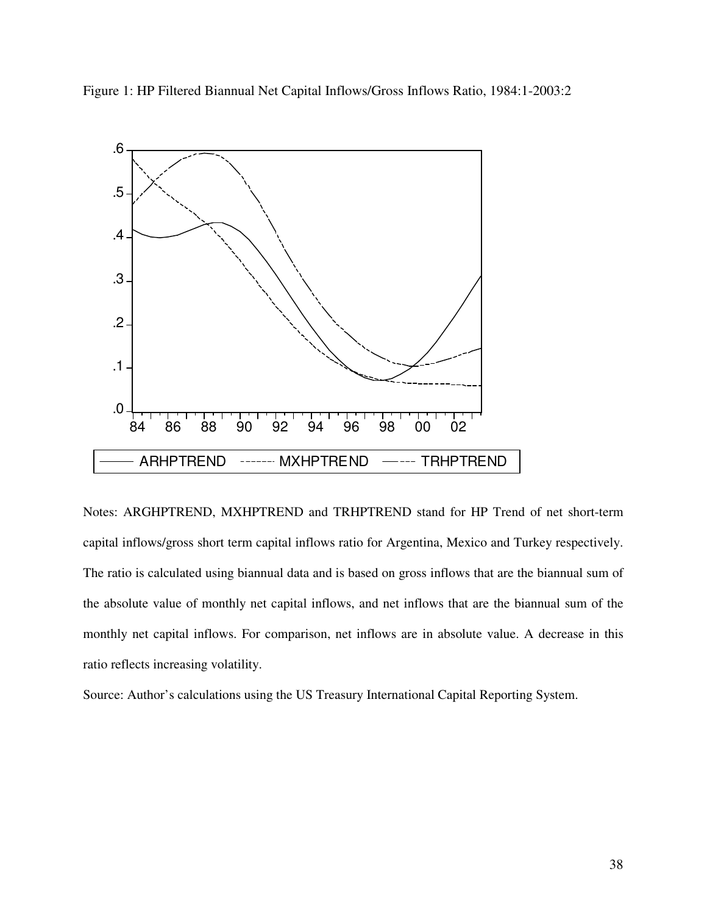Figure 1: HP Filtered Biannual Net Capital Inflows/Gross Inflows Ratio, 1984:1-2003:2

Notes: ARGHPTREND, MXHPTREND and TRHPTREND stand for HP Trend of net short-term capital inflows/gross short term capital inflows ratio for Argentina, Mexico and Turkey respectively. The ratio is calculated using biannual data and is based on gross inflows that are the biannual sum of the absolute value of monthly net capital inflows, and net inflows that are the biannual sum of the monthly net capital inflows. For comparison, net inflows are in absolute value. A decrease in this ratio reflects increasing volatility.

Source: Author's calculations using the US Treasury International Capital Reporting System.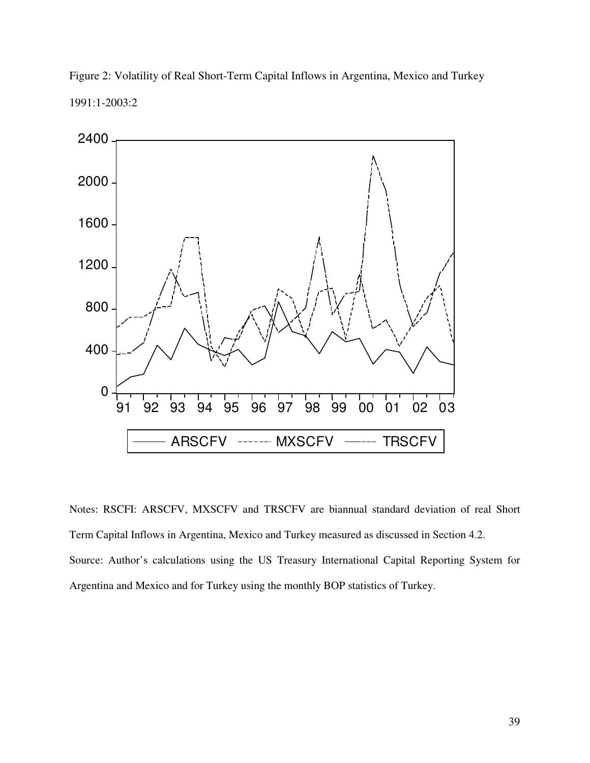Figure 2: Volatility of Real Short-Term Capital Inflows in Argentina, Mexico and Turkey

1991:1-2003:2

2400
2000
1600
1200
800
400
0

91 92 93 94 95 96 97 98 99 00 01 02 03

ARSCFV MXSCFV TRSCFV

Notes: RSCFI: ARSCFV, MXSCFV and TRSCFV are biannual standard deviation of real Short Term Capital Inflows in Argentina, Mexico and Turkey measured as discussed in Section 4.2.

Source: Author's calculations using the US Treasury International Capital Reporting System for Argentina and Mexico and for Turkey using the monthly BOP statistics of Turkey.